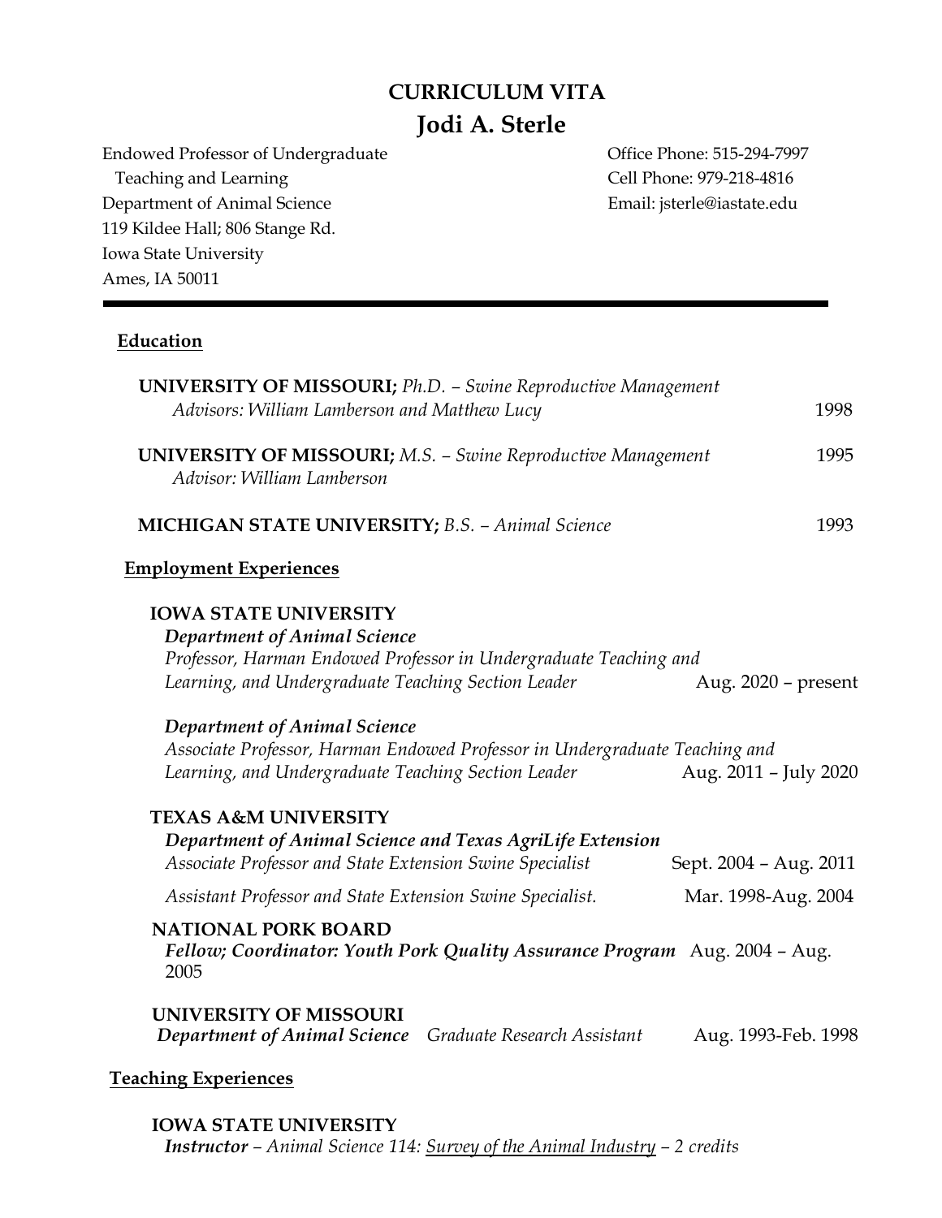# CURRICULUM VITA

# Jodi A. Sterle

Endowed Professor of Undergraduate Teaching and Learning
Department of Animal Science
119 Kildee Hall; 806 Stange Rd.
Iowa State University
Ames, IA 50011

Office Phone: 515-294-7997
Cell Phone: 979-218-4816
Email: jsterle@iastate.edu

---

## Education

**UNIVERSITY OF MISSOURI;** *Ph.D. – Swine Reproductive Management*
*Advisors: William Lamberson and Matthew Lucy* — 1998

**UNIVERSITY OF MISSOURI;** *M.S. – Swine Reproductive Management* — 1995
*Advisor: William Lamberson*

**MICHIGAN STATE UNIVERSITY;** *B.S. – Animal Science* — 1993

## Employment Experiences

**IOWA STATE UNIVERSITY**

***Department of Animal Science***
*Professor, Harman Endowed Professor in Undergraduate Teaching and Learning, and Undergraduate Teaching Section Leader* — Aug. 2020 – present

***Department of Animal Science***
*Associate Professor, Harman Endowed Professor in Undergraduate Teaching and Learning, and Undergraduate Teaching Section Leader* — Aug. 2011 – July 2020

**TEXAS A&M UNIVERSITY**

***Department of Animal Science and Texas AgriLife Extension***
*Associate Professor and State Extension Swine Specialist* — Sept. 2004 – Aug. 2011

*Assistant Professor and State Extension Swine Specialist.* — Mar. 1998-Aug. 2004

**NATIONAL PORK BOARD**

***Fellow; Coordinator: Youth Pork Quality Assurance Program*** — Aug. 2004 – Aug. 2005

**UNIVERSITY OF MISSOURI**

***Department of Animal Science*** *Graduate Research Assistant* — Aug. 1993-Feb. 1998

## Teaching Experiences

**IOWA STATE UNIVERSITY**

***Instructor*** *– Animal Science 114: Survey of the Animal Industry – 2 credits*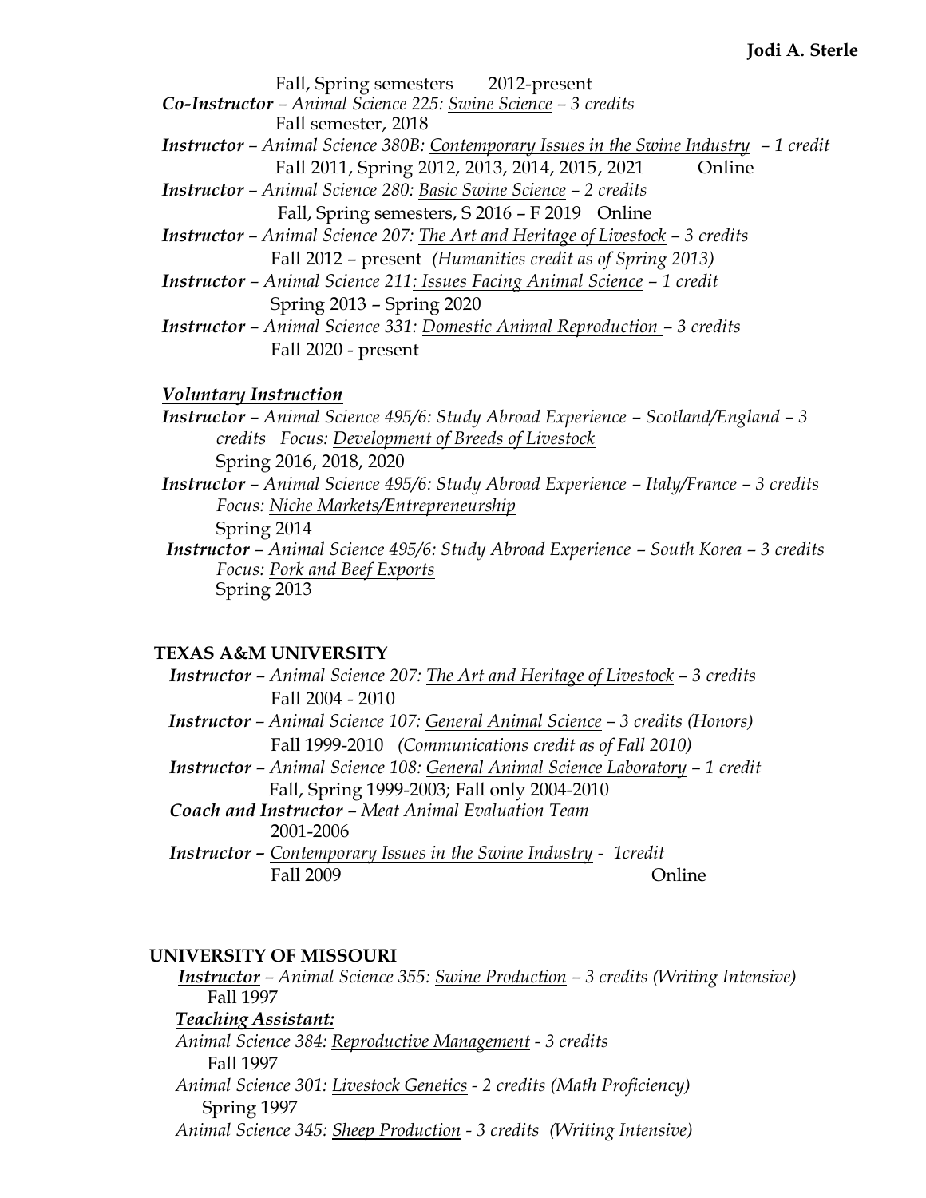Fall, Spring semesters 2012-present

***Co-Instructor** – Animal Science 225: <u>Swine Science</u> – 3 credits*
Fall semester, 2018

***Instructor** – Animal Science 380B: <u>Contemporary Issues in the Swine Industry</u> – 1 credit*
Fall 2011, Spring 2012, 2013, 2014, 2015, 2021 Online

***Instructor** – Animal Science 280: <u>Basic Swine Science</u> – 2 credits*
Fall, Spring semesters, S 2016 – F 2019 Online

***Instructor** – Animal Science 207: <u>The Art and Heritage of Livestock</u> – 3 credits*
Fall 2012 – present *(Humanities credit as of Spring 2013)*

***Instructor** – Animal Science 211: <u>Issues Facing Animal Science</u> – 1 credit*
Spring 2013 – Spring 2020

***Instructor** – Animal Science 331: <u>Domestic Animal Reproduction</u> – 3 credits*
Fall 2020 - present

***<u>Voluntary Instruction</u>***

***Instructor** – Animal Science 495/6: Study Abroad Experience – Scotland/England – 3 credits Focus: <u>Development of Breeds of Livestock</u>*
Spring 2016, 2018, 2020

***Instructor** – Animal Science 495/6: Study Abroad Experience – Italy/France – 3 credits Focus: <u>Niche Markets/Entrepreneurship</u>*
Spring 2014

***Instructor** – Animal Science 495/6: Study Abroad Experience – South Korea – 3 credits Focus: <u>Pork and Beef Exports</u>*
Spring 2013

**TEXAS A&M UNIVERSITY**

***Instructor** – Animal Science 207: <u>The Art and Heritage of Livestock</u> – 3 credits*
Fall 2004 - 2010

***Instructor** – Animal Science 107: <u>General Animal Science</u> – 3 credits (Honors)*
Fall 1999-2010 *(Communications credit as of Fall 2010)*

***Instructor** – Animal Science 108: <u>General Animal Science Laboratory</u> – 1 credit*
Fall, Spring 1999-2003; Fall only 2004-2010

***Coach and Instructor** – Meat Animal Evaluation Team*
2001-2006

***Instructor –** <u>Contemporary Issues in the Swine Industry</u> - 1credit*
Fall 2009 Online

**UNIVERSITY OF MISSOURI**

***<u>Instructor</u>** – Animal Science 355: <u>Swine Production</u> – 3 credits (Writing Intensive)*
Fall 1997

***<u>Teaching Assistant:</u>***

*Animal Science 384: <u>Reproductive Management</u> - 3 credits*
Fall 1997

*Animal Science 301: <u>Livestock Genetics</u> - 2 credits (Math Proficiency)*
Spring 1997

*Animal Science 345: <u>Sheep Production</u> - 3 credits (Writing Intensive)*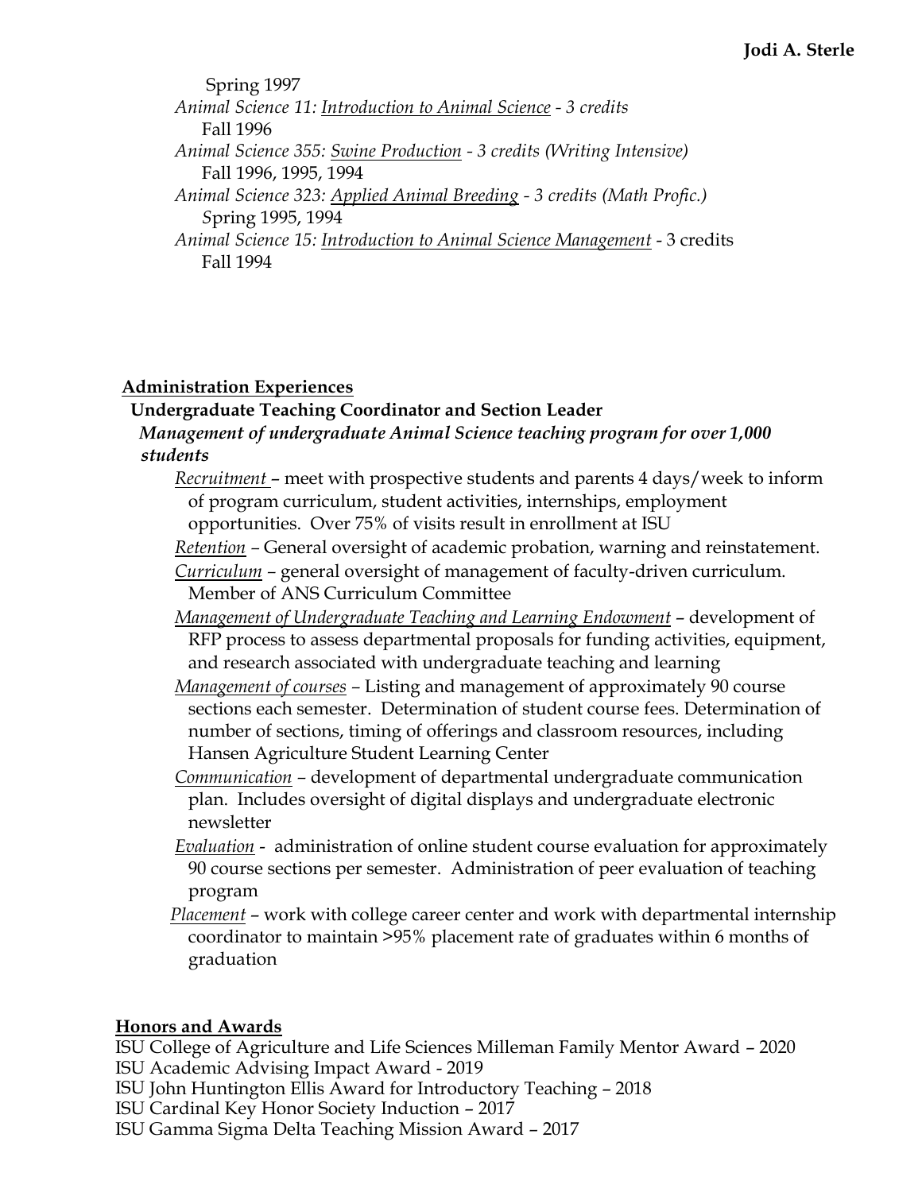Spring 1997

*Animal Science 11: Introduction to Animal Science - 3 credits*
Fall 1996

*Animal Science 355: Swine Production - 3 credits (Writing Intensive)*
Fall 1996, 1995, 1994

*Animal Science 323: Applied Animal Breeding - 3 credits (Math Profic.)*
Spring 1995, 1994

*Animal Science 15: Introduction to Animal Science Management* - 3 credits
Fall 1994

## Administration Experiences

**Undergraduate Teaching Coordinator and Section Leader**

***Management of undergraduate Animal Science teaching program for over 1,000 students***

- *Recruitment* – meet with prospective students and parents 4 days/week to inform of program curriculum, student activities, internships, employment opportunities. Over 75% of visits result in enrollment at ISU
- *Retention* – General oversight of academic probation, warning and reinstatement.
- *Curriculum* – general oversight of management of faculty-driven curriculum. Member of ANS Curriculum Committee
- *Management of Undergraduate Teaching and Learning Endowment* – development of RFP process to assess departmental proposals for funding activities, equipment, and research associated with undergraduate teaching and learning
- *Management of courses* – Listing and management of approximately 90 course sections each semester. Determination of student course fees. Determination of number of sections, timing of offerings and classroom resources, including Hansen Agriculture Student Learning Center
- *Communication* – development of departmental undergraduate communication plan. Includes oversight of digital displays and undergraduate electronic newsletter
- *Evaluation* - administration of online student course evaluation for approximately 90 course sections per semester. Administration of peer evaluation of teaching program
- *Placement* – work with college career center and work with departmental internship coordinator to maintain >95% placement rate of graduates within 6 months of graduation

## Honors and Awards

ISU College of Agriculture and Life Sciences Milleman Family Mentor Award – 2020
ISU Academic Advising Impact Award - 2019
ISU John Huntington Ellis Award for Introductory Teaching – 2018
ISU Cardinal Key Honor Society Induction – 2017
ISU Gamma Sigma Delta Teaching Mission Award – 2017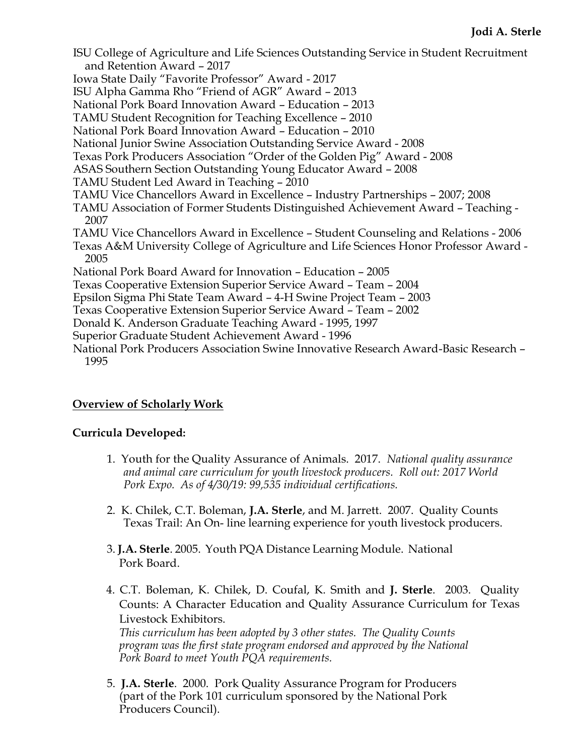ISU College of Agriculture and Life Sciences Outstanding Service in Student Recruitment and Retention Award – 2017  
Iowa State Daily "Favorite Professor" Award - 2017  
ISU Alpha Gamma Rho "Friend of AGR" Award – 2013  
National Pork Board Innovation Award – Education – 2013  
TAMU Student Recognition for Teaching Excellence – 2010  
National Pork Board Innovation Award – Education – 2010  
National Junior Swine Association Outstanding Service Award - 2008  
Texas Pork Producers Association "Order of the Golden Pig" Award - 2008  
ASAS Southern Section Outstanding Young Educator Award – 2008  
TAMU Student Led Award in Teaching – 2010  
TAMU Vice Chancellors Award in Excellence – Industry Partnerships – 2007; 2008  
TAMU Association of Former Students Distinguished Achievement Award – Teaching - 2007  
TAMU Vice Chancellors Award in Excellence – Student Counseling and Relations - 2006  
Texas A&M University College of Agriculture and Life Sciences Honor Professor Award - 2005  
National Pork Board Award for Innovation – Education – 2005  
Texas Cooperative Extension Superior Service Award – Team – 2004  
Epsilon Sigma Phi State Team Award – 4-H Swine Project Team – 2003  
Texas Cooperative Extension Superior Service Award – Team – 2002  
Donald K. Anderson Graduate Teaching Award - 1995, 1997  
Superior Graduate Student Achievement Award - 1996  
National Pork Producers Association Swine Innovative Research Award-Basic Research – 1995

## Overview of Scholarly Work

### Curricula Developed:

1. Youth for the Quality Assurance of Animals. 2017. *National quality assurance and animal care curriculum for youth livestock producers. Roll out: 2017 World Pork Expo. As of 4/30/19: 99,535 individual certifications.*

2. K. Chilek, C.T. Boleman, **J.A. Sterle**, and M. Jarrett. 2007. Quality Counts Texas Trail: An On- line learning experience for youth livestock producers.

3. **J.A. Sterle**. 2005. Youth PQA Distance Learning Module. National Pork Board.

4. C.T. Boleman, K. Chilek, D. Coufal, K. Smith and **J. Sterle**. 2003. Quality Counts: A Character Education and Quality Assurance Curriculum for Texas Livestock Exhibitors.
   *This curriculum has been adopted by 3 other states. The Quality Counts program was the first state program endorsed and approved by the National Pork Board to meet Youth PQA requirements.*

5. **J.A. Sterle**. 2000. Pork Quality Assurance Program for Producers (part of the Pork 101 curriculum sponsored by the National Pork Producers Council).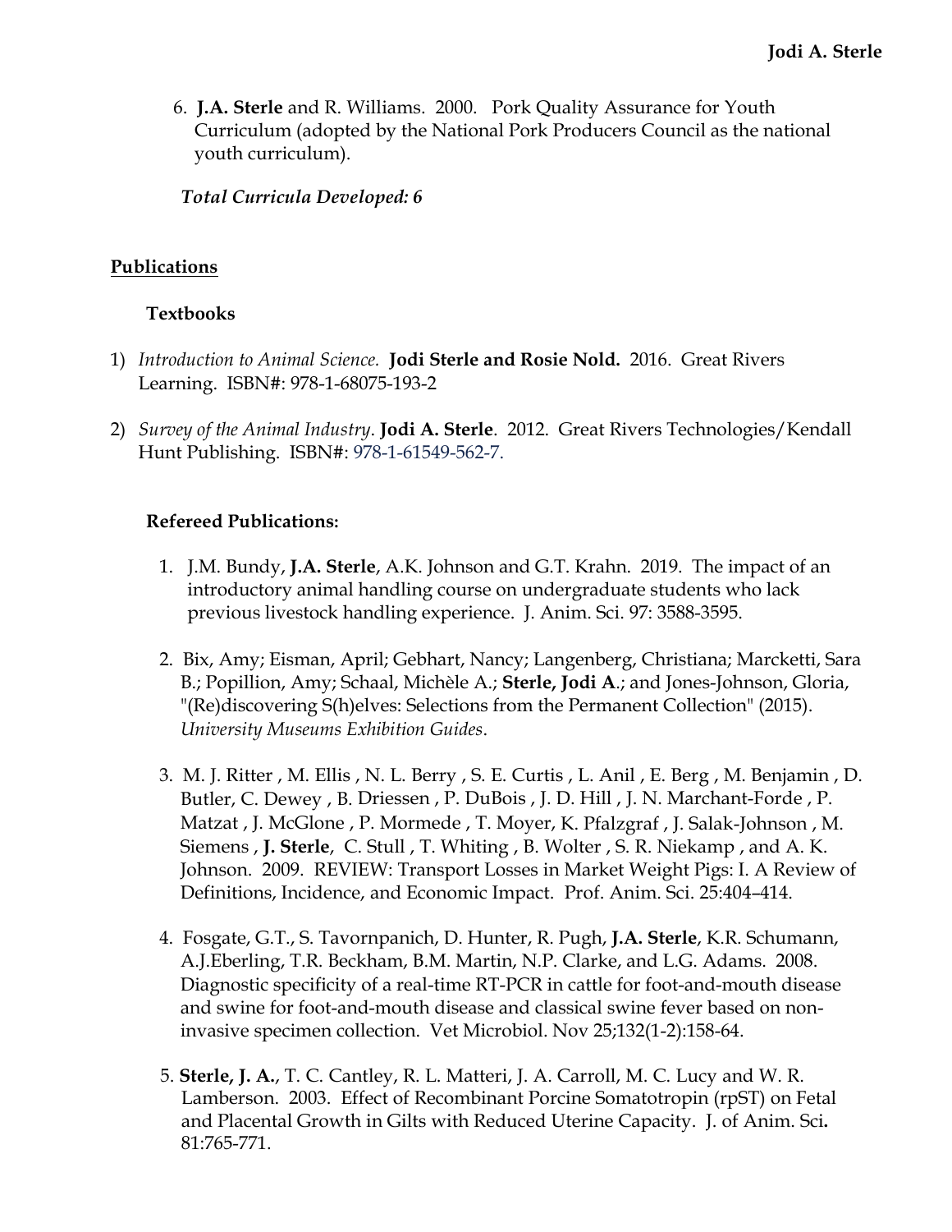6. **J.A. Sterle** and R. Williams. 2000. Pork Quality Assurance for Youth Curriculum (adopted by the National Pork Producers Council as the national youth curriculum).

***Total Curricula Developed: 6***

## Publications

### Textbooks

1) *Introduction to Animal Science.* **Jodi Sterle and Rosie Nold.** 2016. Great Rivers Learning. ISBN#: 978-1-68075-193-2

2) *Survey of the Animal Industry*. **Jodi A. Sterle**. 2012. Great Rivers Technologies/Kendall Hunt Publishing. ISBN#: 978-1-61549-562-7.

### Refereed Publications:

1. J.M. Bundy, **J.A. Sterle**, A.K. Johnson and G.T. Krahn. 2019. The impact of an introductory animal handling course on undergraduate students who lack previous livestock handling experience. J. Anim. Sci. 97: 3588-3595.

2. Bix, Amy; Eisman, April; Gebhart, Nancy; Langenberg, Christiana; Marcketti, Sara B.; Popillion, Amy; Schaal, Michèle A.; **Sterle, Jodi A**.; and Jones-Johnson, Gloria, "(Re)discovering S(h)elves: Selections from the Permanent Collection" (2015). *University Museums Exhibition Guides*.

3. M. J. Ritter , M. Ellis , N. L. Berry , S. E. Curtis , L. Anil , E. Berg , M. Benjamin , D. Butler, C. Dewey , B. Driessen , P. DuBois , J. D. Hill , J. N. Marchant-Forde , P. Matzat , J. McGlone , P. Mormede , T. Moyer, K. Pfalzgraf , J. Salak-Johnson , M. Siemens , **J. Sterle**, C. Stull , T. Whiting , B. Wolter , S. R. Niekamp , and A. K. Johnson. 2009. REVIEW: Transport Losses in Market Weight Pigs: I. A Review of Definitions, Incidence, and Economic Impact. Prof. Anim. Sci. 25:404–414.

4. Fosgate, G.T., S. Tavornpanich, D. Hunter, R. Pugh, **J.A. Sterle**, K.R. Schumann, A.J.Eberling, T.R. Beckham, B.M. Martin, N.P. Clarke, and L.G. Adams. 2008. Diagnostic specificity of a real-time RT-PCR in cattle for foot-and-mouth disease and swine for foot-and-mouth disease and classical swine fever based on non-invasive specimen collection. Vet Microbiol. Nov 25;132(1-2):158-64.

5. **Sterle, J. A.**, T. C. Cantley, R. L. Matteri, J. A. Carroll, M. C. Lucy and W. R. Lamberson. 2003. Effect of Recombinant Porcine Somatotropin (rpST) on Fetal and Placental Growth in Gilts with Reduced Uterine Capacity. J. of Anim. Sci**.** 81:765-771.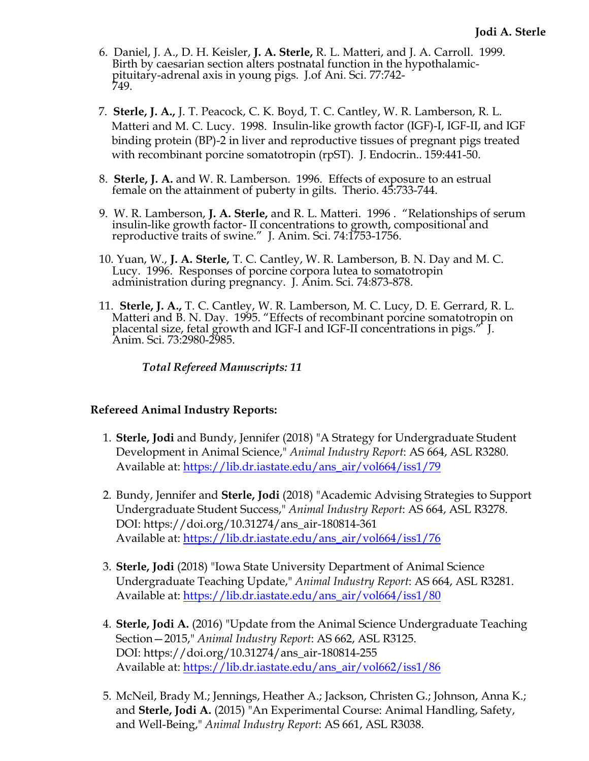6. Daniel, J. A., D. H. Keisler, **J. A. Sterle,** R. L. Matteri, and J. A. Carroll. 1999. Birth by caesarian section alters postnatal function in the hypothalamic-pituitary-adrenal axis in young pigs. J.of Ani. Sci. 77:742-749.

7. **Sterle, J. A.,** J. T. Peacock, C. K. Boyd, T. C. Cantley, W. R. Lamberson, R. L. Matteri and M. C. Lucy. 1998. Insulin-like growth factor (IGF)-I, IGF-II, and IGF binding protein (BP)-2 in liver and reproductive tissues of pregnant pigs treated with recombinant porcine somatotropin (rpST). J. Endocrin.. 159:441-50.

8. **Sterle, J. A.** and W. R. Lamberson. 1996. Effects of exposure to an estrual female on the attainment of puberty in gilts. Therio. 45:733-744.

9. W. R. Lamberson, **J. A. Sterle,** and R. L. Matteri. 1996 . "Relationships of serum insulin-like growth factor- II concentrations to growth, compositional and reproductive traits of swine." J. Anim. Sci. 74:1753-1756.

10. Yuan, W., **J. A. Sterle,** T. C. Cantley, W. R. Lamberson, B. N. Day and M. C. Lucy. 1996. Responses of porcine corpora lutea to somatotropin administration during pregnancy. J. Anim. Sci. 74:873-878.

11. **Sterle, J. A.,** T. C. Cantley, W. R. Lamberson, M. C. Lucy, D. E. Gerrard, R. L. Matteri and B. N. Day. 1995. "Effects of recombinant porcine somatotropin on placental size, fetal growth and IGF-I and IGF-II concentrations in pigs." J. Anim. Sci. 73:2980-2985.

***Total Refereed Manuscripts: 11***

**Refereed Animal Industry Reports:**

1. **Sterle, Jodi** and Bundy, Jennifer (2018) "A Strategy for Undergraduate Student Development in Animal Science," *Animal Industry Report*: AS 664, ASL R3280. Available at: https://lib.dr.iastate.edu/ans_air/vol664/iss1/79

2. Bundy, Jennifer and **Sterle, Jodi** (2018) "Academic Advising Strategies to Support Undergraduate Student Success," *Animal Industry Report*: AS 664, ASL R3278. DOI: https://doi.org/10.31274/ans_air-180814-361 Available at: https://lib.dr.iastate.edu/ans_air/vol664/iss1/76

3. **Sterle, Jodi** (2018) "Iowa State University Department of Animal Science Undergraduate Teaching Update," *Animal Industry Report*: AS 664, ASL R3281. Available at: https://lib.dr.iastate.edu/ans_air/vol664/iss1/80

4. **Sterle, Jodi A.** (2016) "Update from the Animal Science Undergraduate Teaching Section—2015," *Animal Industry Report*: AS 662, ASL R3125. DOI: https://doi.org/10.31274/ans_air-180814-255 Available at: https://lib.dr.iastate.edu/ans_air/vol662/iss1/86

5. McNeil, Brady M.; Jennings, Heather A.; Jackson, Christen G.; Johnson, Anna K.; and **Sterle, Jodi A.** (2015) "An Experimental Course: Animal Handling, Safety, and Well-Being," *Animal Industry Report*: AS 661, ASL R3038.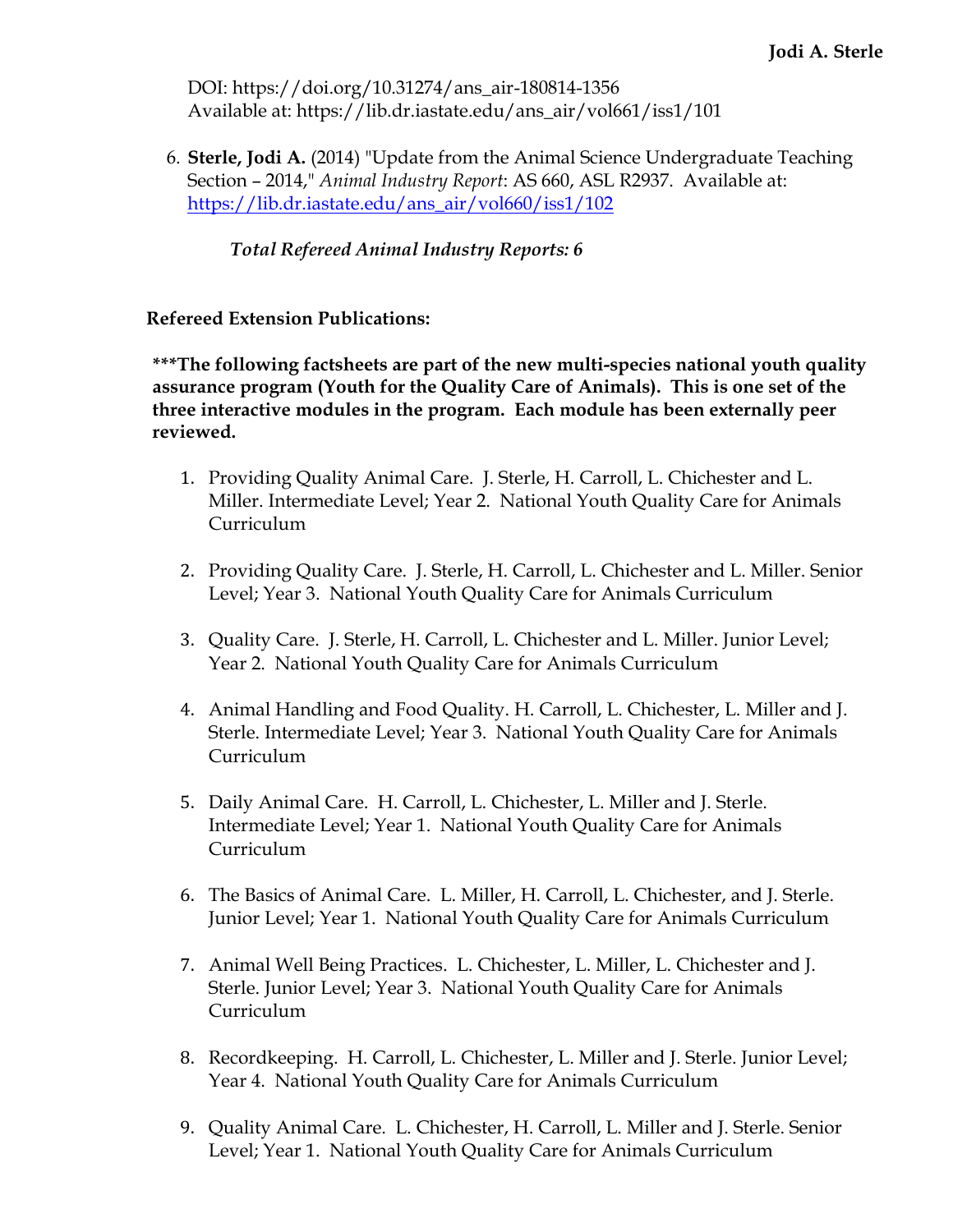DOI: https://doi.org/10.31274/ans_air-180814-1356
Available at: https://lib.dr.iastate.edu/ans_air/vol661/iss1/101

6. **Sterle, Jodi A.** (2014) "Update from the Animal Science Undergraduate Teaching Section – 2014," *Animal Industry Report*: AS 660, ASL R2937. Available at: https://lib.dr.iastate.edu/ans_air/vol660/iss1/102

*Total Refereed Animal Industry Reports: 6*

**Refereed Extension Publications:**

*****The following factsheets are part of the new multi-species national youth quality assurance program (Youth for the Quality Care of Animals). This is one set of the three interactive modules in the program. Each module has been externally peer reviewed.**

1. Providing Quality Animal Care. J. Sterle, H. Carroll, L. Chichester and L. Miller. Intermediate Level; Year 2. National Youth Quality Care for Animals Curriculum

2. Providing Quality Care. J. Sterle, H. Carroll, L. Chichester and L. Miller. Senior Level; Year 3. National Youth Quality Care for Animals Curriculum

3. Quality Care. J. Sterle, H. Carroll, L. Chichester and L. Miller. Junior Level; Year 2. National Youth Quality Care for Animals Curriculum

4. Animal Handling and Food Quality. H. Carroll, L. Chichester, L. Miller and J. Sterle. Intermediate Level; Year 3. National Youth Quality Care for Animals Curriculum

5. Daily Animal Care. H. Carroll, L. Chichester, L. Miller and J. Sterle. Intermediate Level; Year 1. National Youth Quality Care for Animals Curriculum

6. The Basics of Animal Care. L. Miller, H. Carroll, L. Chichester, and J. Sterle. Junior Level; Year 1. National Youth Quality Care for Animals Curriculum

7. Animal Well Being Practices. L. Chichester, L. Miller, L. Chichester and J. Sterle. Junior Level; Year 3. National Youth Quality Care for Animals Curriculum

8. Recordkeeping. H. Carroll, L. Chichester, L. Miller and J. Sterle. Junior Level; Year 4. National Youth Quality Care for Animals Curriculum

9. Quality Animal Care. L. Chichester, H. Carroll, L. Miller and J. Sterle. Senior Level; Year 1. National Youth Quality Care for Animals Curriculum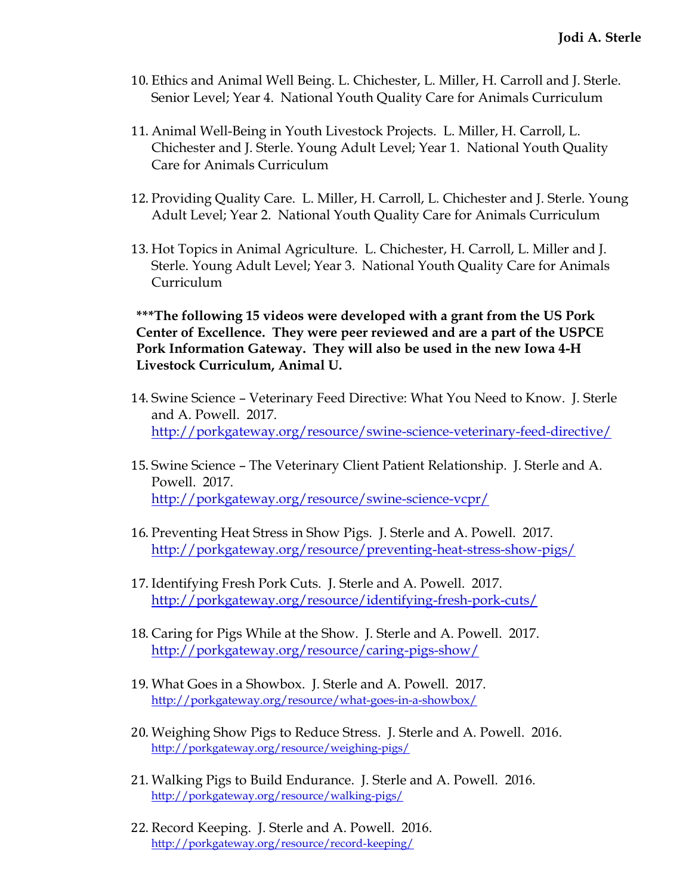10. Ethics and Animal Well Being. L. Chichester, L. Miller, H. Carroll and J. Sterle. Senior Level; Year 4. National Youth Quality Care for Animals Curriculum

11. Animal Well-Being in Youth Livestock Projects. L. Miller, H. Carroll, L. Chichester and J. Sterle. Young Adult Level; Year 1. National Youth Quality Care for Animals Curriculum

12. Providing Quality Care. L. Miller, H. Carroll, L. Chichester and J. Sterle. Young Adult Level; Year 2. National Youth Quality Care for Animals Curriculum

13. Hot Topics in Animal Agriculture. L. Chichester, H. Carroll, L. Miller and J. Sterle. Young Adult Level; Year 3. National Youth Quality Care for Animals Curriculum

**\*\*\*The following 15 videos were developed with a grant from the US Pork Center of Excellence. They were peer reviewed and are a part of the USPCE Pork Information Gateway. They will also be used in the new Iowa 4-H Livestock Curriculum, Animal U.**

14. Swine Science – Veterinary Feed Directive: What You Need to Know. J. Sterle and A. Powell. 2017. http://porkgateway.org/resource/swine-science-veterinary-feed-directive/

15. Swine Science – The Veterinary Client Patient Relationship. J. Sterle and A. Powell. 2017. http://porkgateway.org/resource/swine-science-vcpr/

16. Preventing Heat Stress in Show Pigs. J. Sterle and A. Powell. 2017. http://porkgateway.org/resource/preventing-heat-stress-show-pigs/

17. Identifying Fresh Pork Cuts. J. Sterle and A. Powell. 2017. http://porkgateway.org/resource/identifying-fresh-pork-cuts/

18. Caring for Pigs While at the Show. J. Sterle and A. Powell. 2017. http://porkgateway.org/resource/caring-pigs-show/

19. What Goes in a Showbox. J. Sterle and A. Powell. 2017. http://porkgateway.org/resource/what-goes-in-a-showbox/

20. Weighing Show Pigs to Reduce Stress. J. Sterle and A. Powell. 2016. http://porkgateway.org/resource/weighing-pigs/

21. Walking Pigs to Build Endurance. J. Sterle and A. Powell. 2016. http://porkgateway.org/resource/walking-pigs/

22. Record Keeping. J. Sterle and A. Powell. 2016. http://porkgateway.org/resource/record-keeping/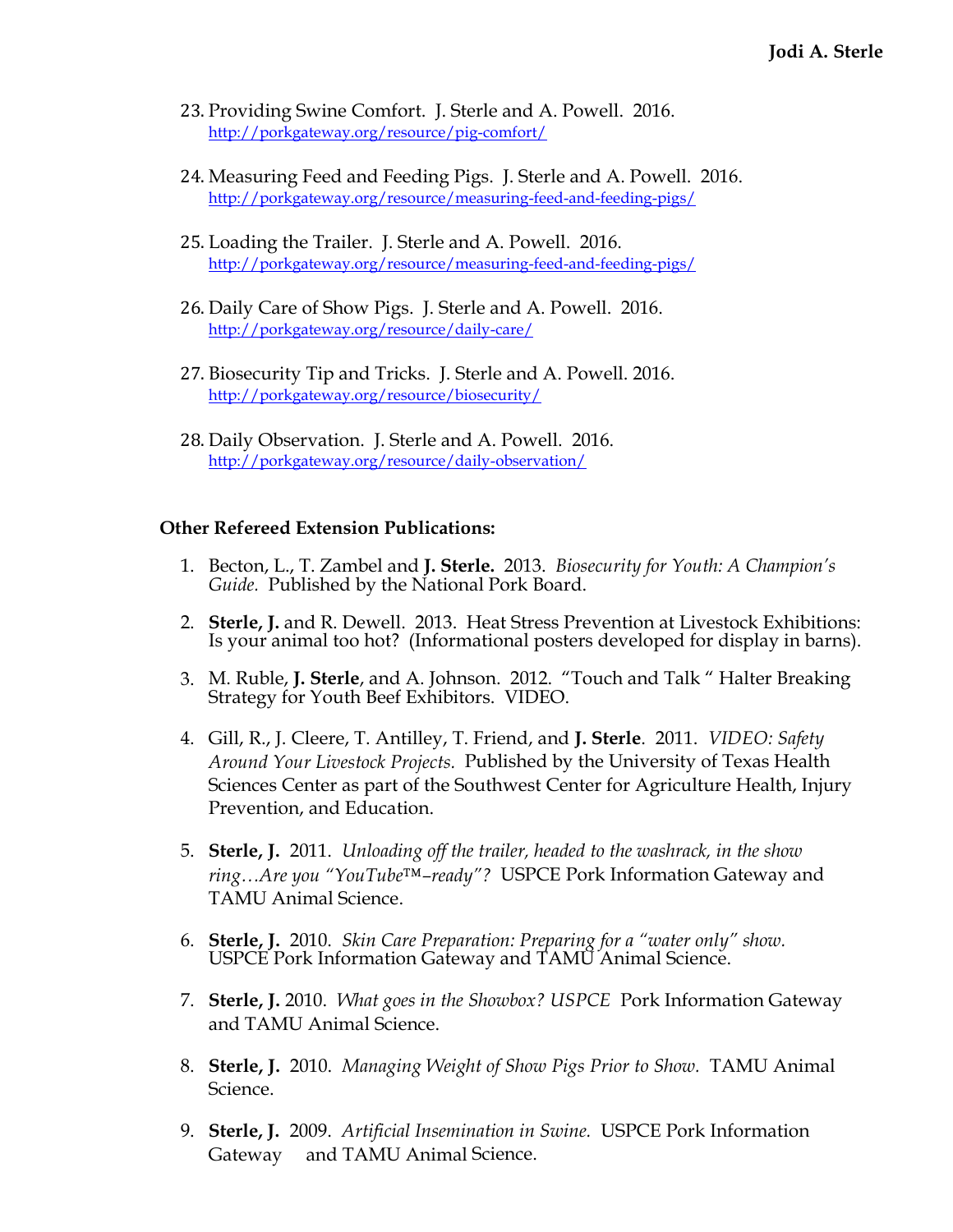23. Providing Swine Comfort. J. Sterle and A. Powell. 2016.
    http://porkgateway.org/resource/pig-comfort/

24. Measuring Feed and Feeding Pigs. J. Sterle and A. Powell. 2016.
    http://porkgateway.org/resource/measuring-feed-and-feeding-pigs/

25. Loading the Trailer. J. Sterle and A. Powell. 2016.
    http://porkgateway.org/resource/measuring-feed-and-feeding-pigs/

26. Daily Care of Show Pigs. J. Sterle and A. Powell. 2016.
    http://porkgateway.org/resource/daily-care/

27. Biosecurity Tip and Tricks. J. Sterle and A. Powell. 2016.
    http://porkgateway.org/resource/biosecurity/

28. Daily Observation. J. Sterle and A. Powell. 2016.
    http://porkgateway.org/resource/daily-observation/

**Other Refereed Extension Publications:**

1. Becton, L., T. Zambel and **J. Sterle.** 2013. *Biosecurity for Youth: A Champion's Guide.* Published by the National Pork Board.
2. **Sterle, J.** and R. Dewell. 2013. Heat Stress Prevention at Livestock Exhibitions: Is your animal too hot? (Informational posters developed for display in barns).
3. M. Ruble, **J. Sterle**, and A. Johnson. 2012. "Touch and Talk " Halter Breaking Strategy for Youth Beef Exhibitors. VIDEO.
4. Gill, R., J. Cleere, T. Antilley, T. Friend, and **J. Sterle**. 2011. *VIDEO: Safety Around Your Livestock Projects.* Published by the University of Texas Health Sciences Center as part of the Southwest Center for Agriculture Health, Injury Prevention, and Education.
5. **Sterle, J.** 2011. *Unloading off the trailer, headed to the washrack, in the show ring…Are you "YouTube™–ready"?* USPCE Pork Information Gateway and TAMU Animal Science.
6. **Sterle, J.** 2010. *Skin Care Preparation: Preparing for a "water only" show.* USPCE Pork Information Gateway and TAMU Animal Science.
7. **Sterle, J.** 2010. *What goes in the Showbox? USPCE* Pork Information Gateway and TAMU Animal Science.
8. **Sterle, J.** 2010. *Managing Weight of Show Pigs Prior to Show.* TAMU Animal Science.
9. **Sterle, J.** 2009. *Artificial Insemination in Swine.* USPCE Pork Information Gateway and TAMU Animal Science.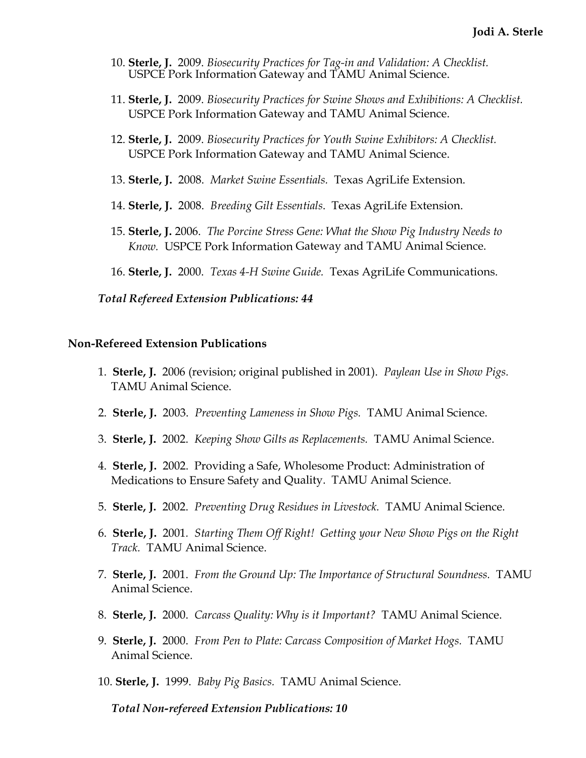10. **Sterle, J.** 2009. *Biosecurity Practices for Tag-in and Validation: A Checklist.* USPCE Pork Information Gateway and TAMU Animal Science.

11. **Sterle, J.** 2009. *Biosecurity Practices for Swine Shows and Exhibitions: A Checklist.* USPCE Pork Information Gateway and TAMU Animal Science.

12. **Sterle, J.** 2009. *Biosecurity Practices for Youth Swine Exhibitors: A Checklist.* USPCE Pork Information Gateway and TAMU Animal Science.

13. **Sterle, J.** 2008. *Market Swine Essentials.* Texas AgriLife Extension.

14. **Sterle, J.** 2008. *Breeding Gilt Essentials*. Texas AgriLife Extension.

15. **Sterle, J.** 2006. *The Porcine Stress Gene: What the Show Pig Industry Needs to Know.* USPCE Pork Information Gateway and TAMU Animal Science.

16. **Sterle, J.** 2000. *Texas 4-H Swine Guide.* Texas AgriLife Communications.

***Total Refereed Extension Publications: 44***

### Non-Refereed Extension Publications

1. **Sterle, J.** 2006 (revision; original published in 2001). *Paylean Use in Show Pigs.* TAMU Animal Science.

2. **Sterle, J.** 2003. *Preventing Lameness in Show Pigs.* TAMU Animal Science.

3. **Sterle, J.** 2002. *Keeping Show Gilts as Replacements.* TAMU Animal Science.

4. **Sterle, J.** 2002. Providing a Safe, Wholesome Product: Administration of Medications to Ensure Safety and Quality. TAMU Animal Science.

5. **Sterle, J.** 2002. *Preventing Drug Residues in Livestock.* TAMU Animal Science.

6. **Sterle, J.** 2001. *Starting Them Off Right! Getting your New Show Pigs on the Right Track.* TAMU Animal Science.

7. **Sterle, J.** 2001. *From the Ground Up: The Importance of Structural Soundness.* TAMU Animal Science.

8. **Sterle, J.** 2000. *Carcass Quality: Why is it Important?* TAMU Animal Science.

9. **Sterle, J.** 2000. *From Pen to Plate: Carcass Composition of Market Hogs.* TAMU Animal Science.

10. **Sterle, J.** 1999. *Baby Pig Basics.* TAMU Animal Science.

***Total Non-refereed Extension Publications: 10***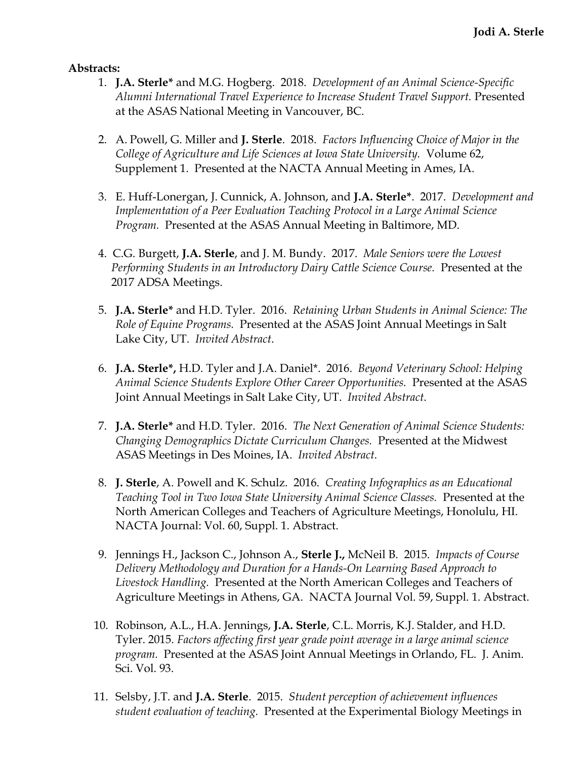**Abstracts:**

1. **J.A. Sterle*** and M.G. Hogberg. 2018. *Development of an Animal Science-Specific Alumni International Travel Experience to Increase Student Travel Support.* Presented at the ASAS National Meeting in Vancouver, BC.

2. A. Powell, G. Miller and **J. Sterle**. 2018. *Factors Influencing Choice of Major in the College of Agriculture and Life Sciences at Iowa State University.* Volume 62, Supplement 1. Presented at the NACTA Annual Meeting in Ames, IA.

3. E. Huff-Lonergan, J. Cunnick, A. Johnson, and **J.A. Sterle***. 2017. *Development and Implementation of a Peer Evaluation Teaching Protocol in a Large Animal Science Program.* Presented at the ASAS Annual Meeting in Baltimore, MD.

4. C.G. Burgett, **J.A. Sterle**, and J. M. Bundy. 2017. *Male Seniors were the Lowest Performing Students in an Introductory Dairy Cattle Science Course.* Presented at the 2017 ADSA Meetings.

5. **J.A. Sterle*** and H.D. Tyler. 2016. *Retaining Urban Students in Animal Science: The Role of Equine Programs.* Presented at the ASAS Joint Annual Meetings in Salt Lake City, UT. *Invited Abstract.*

6. **J.A. Sterle*,** H.D. Tyler and J.A. Daniel*. 2016. *Beyond Veterinary School: Helping Animal Science Students Explore Other Career Opportunities.* Presented at the ASAS Joint Annual Meetings in Salt Lake City, UT. *Invited Abstract.*

7. **J.A. Sterle*** and H.D. Tyler. 2016. *The Next Generation of Animal Science Students: Changing Demographics Dictate Curriculum Changes.* Presented at the Midwest ASAS Meetings in Des Moines, IA. *Invited Abstract.*

8. **J. Sterle**, A. Powell and K. Schulz. 2016. *Creating Infographics as an Educational Teaching Tool in Two Iowa State University Animal Science Classes.* Presented at the North American Colleges and Teachers of Agriculture Meetings, Honolulu, HI. NACTA Journal: Vol. 60, Suppl. 1. Abstract.

9. Jennings H., Jackson C., Johnson A., **Sterle J.,** McNeil B. 2015. *Impacts of Course Delivery Methodology and Duration for a Hands-On Learning Based Approach to Livestock Handling.* Presented at the North American Colleges and Teachers of Agriculture Meetings in Athens, GA. NACTA Journal Vol. 59, Suppl. 1. Abstract.

10. Robinson, A.L., H.A. Jennings, **J.A. Sterle**, C.L. Morris, K.J. Stalder, and H.D. Tyler. 2015. *Factors affecting first year grade point average in a large animal science program.* Presented at the ASAS Joint Annual Meetings in Orlando, FL. J. Anim. Sci. Vol. 93.

11. Selsby, J.T. and **J.A. Sterle**. 2015. *Student perception of achievement influences student evaluation of teaching.* Presented at the Experimental Biology Meetings in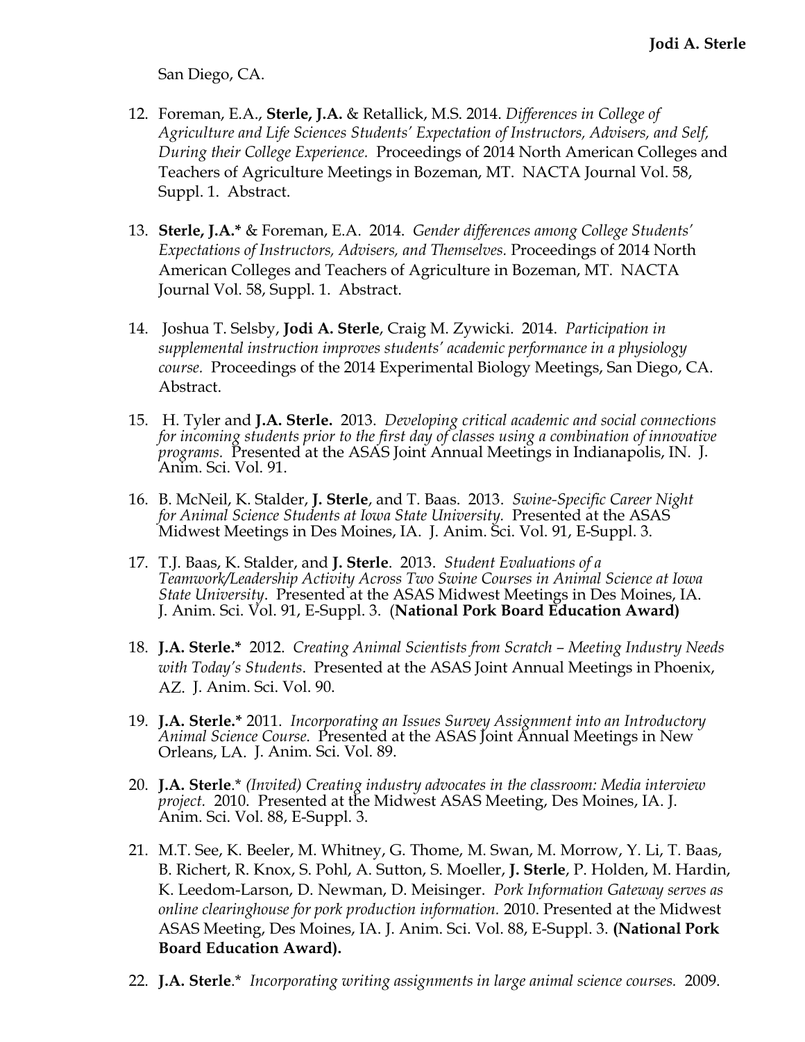San Diego, CA.

12. Foreman, E.A., **Sterle, J.A.** & Retallick, M.S. 2014. *Differences in College of Agriculture and Life Sciences Students' Expectation of Instructors, Advisers, and Self, During their College Experience.* Proceedings of 2014 North American Colleges and Teachers of Agriculture Meetings in Bozeman, MT. NACTA Journal Vol. 58, Suppl. 1. Abstract.

13. **Sterle, J.A.*** & Foreman, E.A. 2014. *Gender differences among College Students' Expectations of Instructors, Advisers, and Themselves.* Proceedings of 2014 North American Colleges and Teachers of Agriculture in Bozeman, MT. NACTA Journal Vol. 58, Suppl. 1. Abstract.

14. Joshua T. Selsby, **Jodi A. Sterle**, Craig M. Zywicki. 2014. *Participation in supplemental instruction improves students' academic performance in a physiology course.* Proceedings of the 2014 Experimental Biology Meetings, San Diego, CA. Abstract.

15. H. Tyler and **J.A. Sterle.** 2013. *Developing critical academic and social connections for incoming students prior to the first day of classes using a combination of innovative programs.* Presented at the ASAS Joint Annual Meetings in Indianapolis, IN. J. Anim. Sci. Vol. 91.

16. B. McNeil, K. Stalder, **J. Sterle**, and T. Baas. 2013. *Swine-Specific Career Night for Animal Science Students at Iowa State University.* Presented at the ASAS Midwest Meetings in Des Moines, IA. J. Anim. Sci. Vol. 91, E-Suppl. 3.

17. T.J. Baas, K. Stalder, and **J. Sterle**. 2013. *Student Evaluations of a Teamwork/Leadership Activity Across Two Swine Courses in Animal Science at Iowa State University*. Presented at the ASAS Midwest Meetings in Des Moines, IA. J. Anim. Sci. Vol. 91, E-Suppl. 3. (**National Pork Board Education Award)**

18. **J.A. Sterle.*** 2012. *Creating Animal Scientists from Scratch – Meeting Industry Needs with Today's Students*. Presented at the ASAS Joint Annual Meetings in Phoenix, AZ. J. Anim. Sci. Vol. 90.

19. **J.A. Sterle.*** 2011. *Incorporating an Issues Survey Assignment into an Introductory Animal Science Course.* Presented at the ASAS Joint Annual Meetings in New Orleans, LA. J. Anim. Sci. Vol. 89.

20. **J.A. Sterle**.* *(Invited) Creating industry advocates in the classroom: Media interview project.* 2010. Presented at the Midwest ASAS Meeting, Des Moines, IA. J. Anim. Sci. Vol. 88, E-Suppl. 3.

21. M.T. See, K. Beeler, M. Whitney, G. Thome, M. Swan, M. Morrow, Y. Li, T. Baas, B. Richert, R. Knox, S. Pohl, A. Sutton, S. Moeller, **J. Sterle**, P. Holden, M. Hardin, K. Leedom-Larson, D. Newman, D. Meisinger. *Pork Information Gateway serves as online clearinghouse for pork production information.* 2010. Presented at the Midwest ASAS Meeting, Des Moines, IA. J. Anim. Sci. Vol. 88, E-Suppl. 3. **(National Pork Board Education Award).**

22. **J.A. Sterle**.* *Incorporating writing assignments in large animal science courses.* 2009.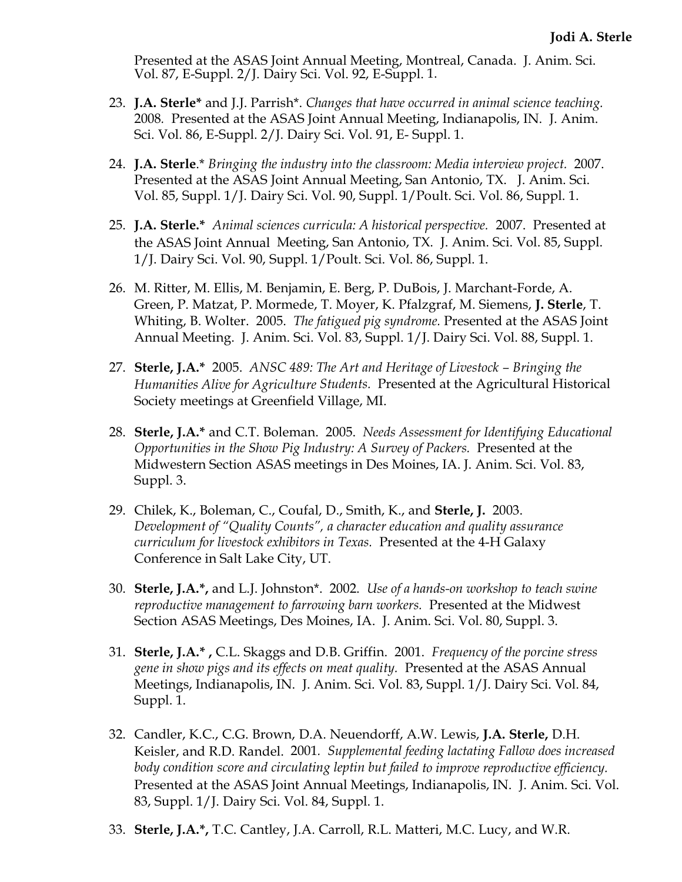Presented at the ASAS Joint Annual Meeting, Montreal, Canada. J. Anim. Sci. Vol. 87, E-Suppl. 2/J. Dairy Sci. Vol. 92, E-Suppl. 1.

23. **J.A. Sterle\*** and J.J. Parrish\*. *Changes that have occurred in animal science teaching.* 2008. Presented at the ASAS Joint Annual Meeting, Indianapolis, IN. J. Anim. Sci. Vol. 86, E-Suppl. 2/J. Dairy Sci. Vol. 91, E- Suppl. 1.

24. **J.A. Sterle**.\* *Bringing the industry into the classroom: Media interview project.* 2007. Presented at the ASAS Joint Annual Meeting, San Antonio, TX. J. Anim. Sci. Vol. 85, Suppl. 1/J. Dairy Sci. Vol. 90, Suppl. 1/Poult. Sci. Vol. 86, Suppl. 1.

25. **J.A. Sterle.\*** *Animal sciences curricula: A historical perspective.* 2007. Presented at the ASAS Joint Annual Meeting, San Antonio, TX. J. Anim. Sci. Vol. 85, Suppl. 1/J. Dairy Sci. Vol. 90, Suppl. 1/Poult. Sci. Vol. 86, Suppl. 1.

26. M. Ritter, M. Ellis, M. Benjamin, E. Berg, P. DuBois, J. Marchant-Forde, A. Green, P. Matzat, P. Mormede, T. Moyer, K. Pfalzgraf, M. Siemens, **J. Sterle**, T. Whiting, B. Wolter. 2005. *The fatigued pig syndrome.* Presented at the ASAS Joint Annual Meeting. J. Anim. Sci. Vol. 83, Suppl. 1/J. Dairy Sci. Vol. 88, Suppl. 1.

27. **Sterle, J.A.\*** 2005. *ANSC 489: The Art and Heritage of Livestock – Bringing the Humanities Alive for Agriculture Students.* Presented at the Agricultural Historical Society meetings at Greenfield Village, MI.

28. **Sterle, J.A.\*** and C.T. Boleman. 2005. *Needs Assessment for Identifying Educational Opportunities in the Show Pig Industry: A Survey of Packers.* Presented at the Midwestern Section ASAS meetings in Des Moines, IA. J. Anim. Sci. Vol. 83, Suppl. 3.

29. Chilek, K., Boleman, C., Coufal, D., Smith, K., and **Sterle, J.** 2003. *Development of "Quality Counts", a character education and quality assurance curriculum for livestock exhibitors in Texas.* Presented at the 4-H Galaxy Conference in Salt Lake City, UT.

30. **Sterle, J.A.\*,** and L.J. Johnston\*. 2002. *Use of a hands-on workshop to teach swine reproductive management to farrowing barn workers.* Presented at the Midwest Section ASAS Meetings, Des Moines, IA. J. Anim. Sci. Vol. 80, Suppl. 3.

31. **Sterle, J.A.\* ,** C.L. Skaggs and D.B. Griffin. 2001. *Frequency of the porcine stress gene in show pigs and its effects on meat quality.* Presented at the ASAS Annual Meetings, Indianapolis, IN. J. Anim. Sci. Vol. 83, Suppl. 1/J. Dairy Sci. Vol. 84, Suppl. 1.

32. Candler, K.C., C.G. Brown, D.A. Neuendorff, A.W. Lewis, **J.A. Sterle,** D.H. Keisler, and R.D. Randel. 2001. *Supplemental feeding lactating Fallow does increased body condition score and circulating leptin but failed to improve reproductive efficiency.* Presented at the ASAS Joint Annual Meetings, Indianapolis, IN. J. Anim. Sci. Vol. 83, Suppl. 1/J. Dairy Sci. Vol. 84, Suppl. 1.

33. **Sterle, J.A.\*,** T.C. Cantley, J.A. Carroll, R.L. Matteri, M.C. Lucy, and W.R.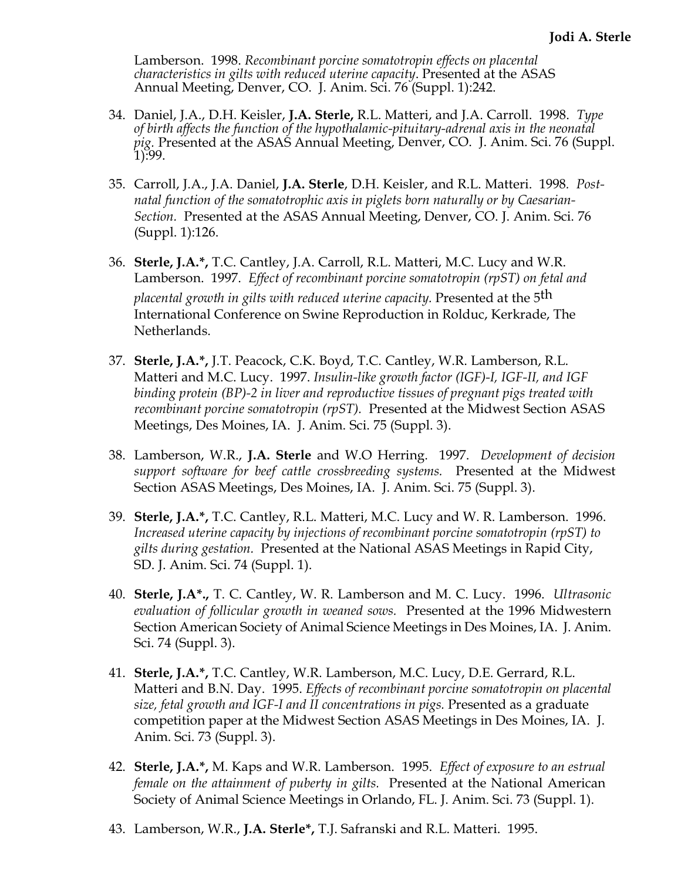Lamberson. 1998. *Recombinant porcine somatotropin effects on placental characteristics in gilts with reduced uterine capacity*. Presented at the ASAS Annual Meeting, Denver, CO. J. Anim. Sci. 76 (Suppl. 1):242.

34. Daniel, J.A., D.H. Keisler, **J.A. Sterle,** R.L. Matteri, and J.A. Carroll. 1998. *Type of birth affects the function of the hypothalamic-pituitary-adrenal axis in the neonatal pig.* Presented at the ASAS Annual Meeting, Denver, CO. J. Anim. Sci. 76 (Suppl. 1):99.

35. Carroll, J.A., J.A. Daniel, **J.A. Sterle**, D.H. Keisler, and R.L. Matteri. 1998. *Post-natal function of the somatotrophic axis in piglets born naturally or by Caesarian-Section.* Presented at the ASAS Annual Meeting, Denver, CO. J. Anim. Sci. 76 (Suppl. 1):126.

36. **Sterle, J.A.*,** T.C. Cantley, J.A. Carroll, R.L. Matteri, M.C. Lucy and W.R. Lamberson. 1997. *Effect of recombinant porcine somatotropin (rpST) on fetal and placental growth in gilts with reduced uterine capacity.* Presented at the 5th International Conference on Swine Reproduction in Rolduc, Kerkrade, The Netherlands.

37. **Sterle, J.A.*,** J.T. Peacock, C.K. Boyd, T.C. Cantley, W.R. Lamberson, R.L. Matteri and M.C. Lucy. 1997. *Insulin-like growth factor (IGF)-I, IGF-II, and IGF binding protein (BP)-2 in liver and reproductive tissues of pregnant pigs treated with recombinant porcine somatotropin (rpST).* Presented at the Midwest Section ASAS Meetings, Des Moines, IA. J. Anim. Sci. 75 (Suppl. 3).

38. Lamberson, W.R., **J.A. Sterle** and W.O Herring. 1997. *Development of decision support software for beef cattle crossbreeding systems.* Presented at the Midwest Section ASAS Meetings, Des Moines, IA. J. Anim. Sci. 75 (Suppl. 3).

39. **Sterle, J.A.*,** T.C. Cantley, R.L. Matteri, M.C. Lucy and W. R. Lamberson. 1996. *Increased uterine capacity by injections of recombinant porcine somatotropin (rpST) to gilts during gestation.* Presented at the National ASAS Meetings in Rapid City, SD. J. Anim. Sci. 74 (Suppl. 1).

40. **Sterle, J.A*.,** T. C. Cantley, W. R. Lamberson and M. C. Lucy. 1996. *Ultrasonic evaluation of follicular growth in weaned sows.* Presented at the 1996 Midwestern Section American Society of Animal Science Meetings in Des Moines, IA. J. Anim. Sci. 74 (Suppl. 3).

41. **Sterle, J.A.*,** T.C. Cantley, W.R. Lamberson, M.C. Lucy, D.E. Gerrard, R.L. Matteri and B.N. Day. 1995. *Effects of recombinant porcine somatotropin on placental size, fetal growth and IGF-I and II concentrations in pigs.* Presented as a graduate competition paper at the Midwest Section ASAS Meetings in Des Moines, IA. J. Anim. Sci. 73 (Suppl. 3).

42. **Sterle, J.A.*,** M. Kaps and W.R. Lamberson. 1995. *Effect of exposure to an estrual female on the attainment of puberty in gilts.* Presented at the National American Society of Animal Science Meetings in Orlando, FL. J. Anim. Sci. 73 (Suppl. 1).

43. Lamberson, W.R., **J.A. Sterle*,** T.J. Safranski and R.L. Matteri. 1995.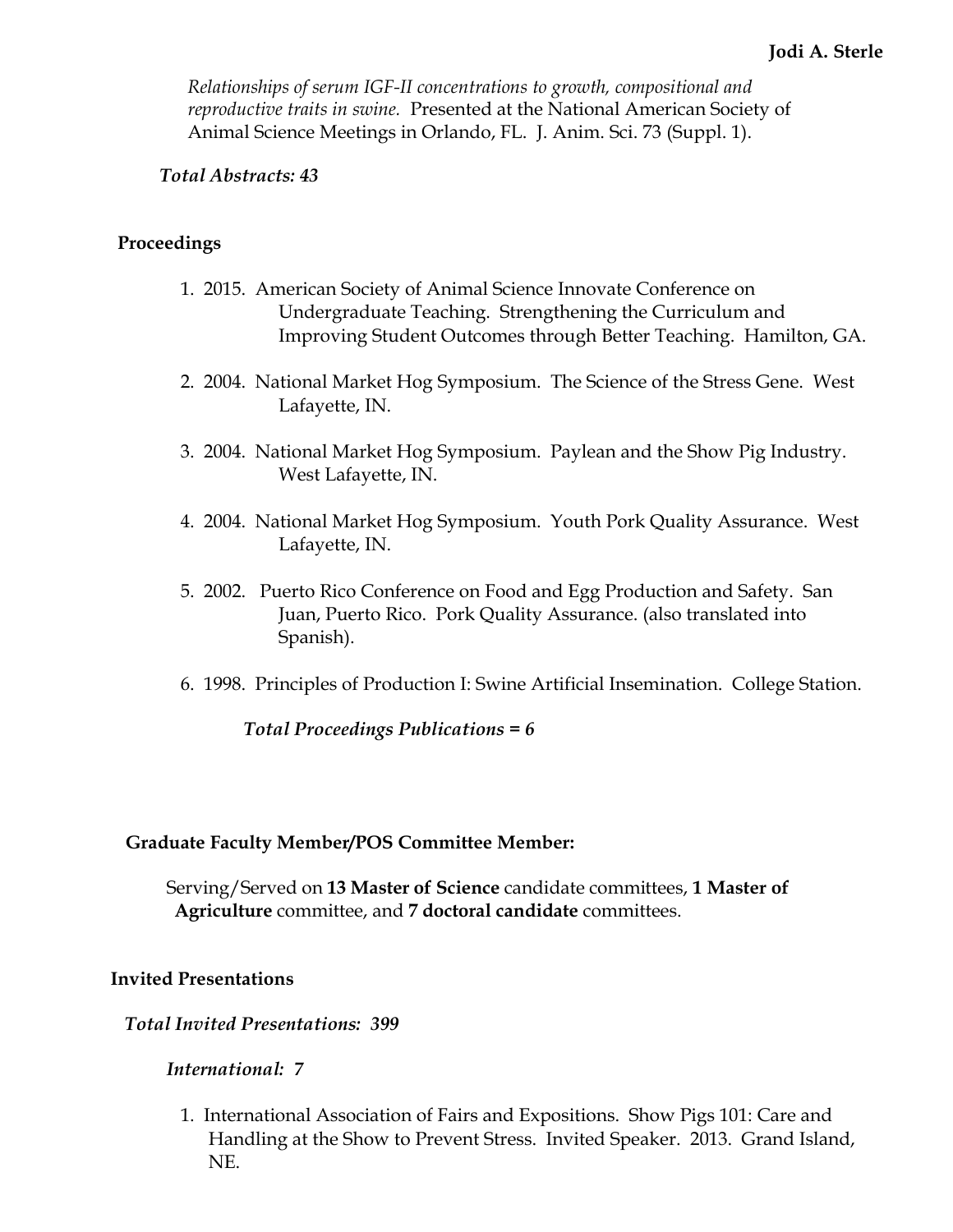*Relationships of serum IGF-II concentrations to growth, compositional and reproductive traits in swine.* Presented at the National American Society of Animal Science Meetings in Orlando, FL. J. Anim. Sci. 73 (Suppl. 1).

***Total Abstracts: 43***

## Proceedings

1. 2015. American Society of Animal Science Innovate Conference on Undergraduate Teaching. Strengthening the Curriculum and Improving Student Outcomes through Better Teaching. Hamilton, GA.

2. 2004. National Market Hog Symposium. The Science of the Stress Gene. West Lafayette, IN.

3. 2004. National Market Hog Symposium. Paylean and the Show Pig Industry. West Lafayette, IN.

4. 2004. National Market Hog Symposium. Youth Pork Quality Assurance. West Lafayette, IN.

5. 2002. Puerto Rico Conference on Food and Egg Production and Safety. San Juan, Puerto Rico. Pork Quality Assurance. (also translated into Spanish).

6. 1998. Principles of Production I: Swine Artificial Insemination. College Station.

***Total Proceedings Publications = 6***

## Graduate Faculty Member/POS Committee Member:

Serving/Served on **13 Master of Science** candidate committees, **1 Master of Agriculture** committee, and **7 doctoral candidate** committees.

## Invited Presentations

***Total Invited Presentations: 399***

***International: 7***

1. International Association of Fairs and Expositions. Show Pigs 101: Care and Handling at the Show to Prevent Stress. Invited Speaker. 2013. Grand Island, NE.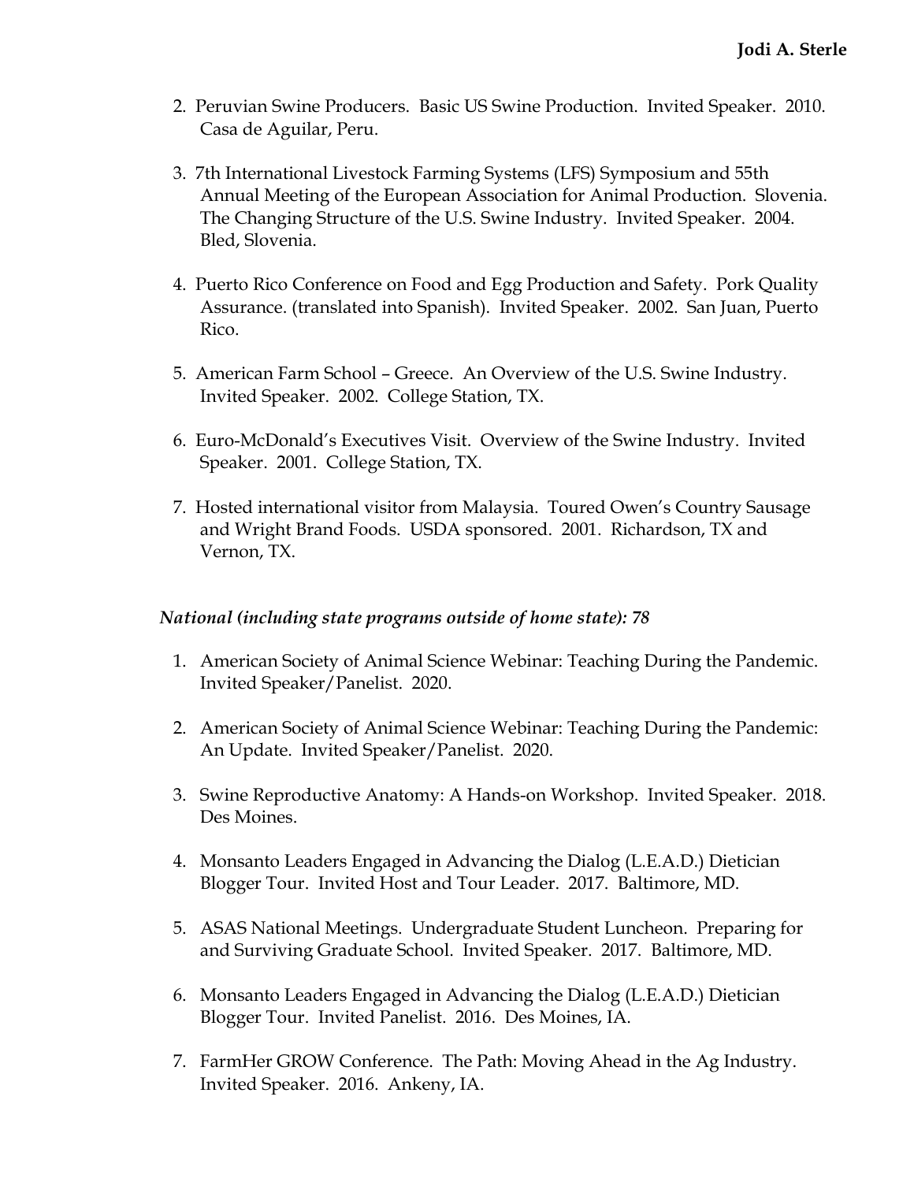2. Peruvian Swine Producers. Basic US Swine Production. Invited Speaker. 2010. Casa de Aguilar, Peru.

3. 7th International Livestock Farming Systems (LFS) Symposium and 55th Annual Meeting of the European Association for Animal Production. Slovenia. The Changing Structure of the U.S. Swine Industry. Invited Speaker. 2004. Bled, Slovenia.

4. Puerto Rico Conference on Food and Egg Production and Safety. Pork Quality Assurance. (translated into Spanish). Invited Speaker. 2002. San Juan, Puerto Rico.

5. American Farm School – Greece. An Overview of the U.S. Swine Industry. Invited Speaker. 2002. College Station, TX.

6. Euro-McDonald's Executives Visit. Overview of the Swine Industry. Invited Speaker. 2001. College Station, TX.

7. Hosted international visitor from Malaysia. Toured Owen's Country Sausage and Wright Brand Foods. USDA sponsored. 2001. Richardson, TX and Vernon, TX.

***National (including state programs outside of home state): 78***

1. American Society of Animal Science Webinar: Teaching During the Pandemic. Invited Speaker/Panelist. 2020.

2. American Society of Animal Science Webinar: Teaching During the Pandemic: An Update. Invited Speaker/Panelist. 2020.

3. Swine Reproductive Anatomy: A Hands-on Workshop. Invited Speaker. 2018. Des Moines.

4. Monsanto Leaders Engaged in Advancing the Dialog (L.E.A.D.) Dietician Blogger Tour. Invited Host and Tour Leader. 2017. Baltimore, MD.

5. ASAS National Meetings. Undergraduate Student Luncheon. Preparing for and Surviving Graduate School. Invited Speaker. 2017. Baltimore, MD.

6. Monsanto Leaders Engaged in Advancing the Dialog (L.E.A.D.) Dietician Blogger Tour. Invited Panelist. 2016. Des Moines, IA.

7. FarmHer GROW Conference. The Path: Moving Ahead in the Ag Industry. Invited Speaker. 2016. Ankeny, IA.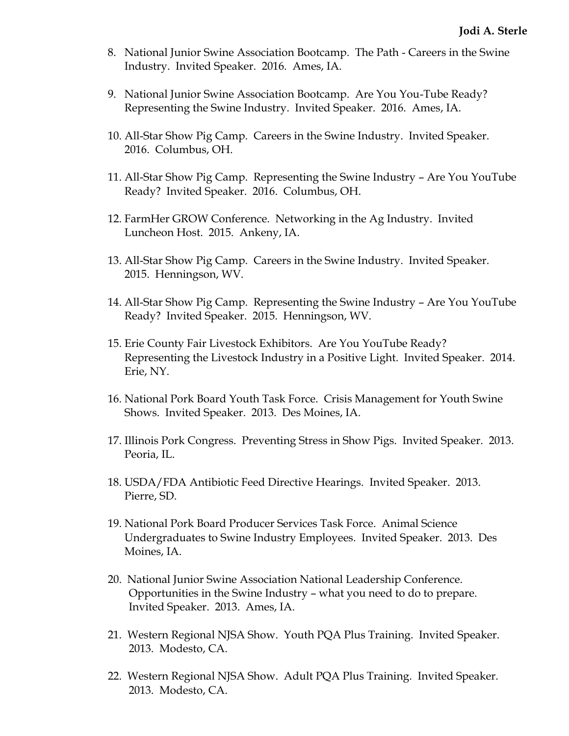8. National Junior Swine Association Bootcamp. The Path - Careers in the Swine Industry. Invited Speaker. 2016. Ames, IA.

9. National Junior Swine Association Bootcamp. Are You You-Tube Ready? Representing the Swine Industry. Invited Speaker. 2016. Ames, IA.

10. All-Star Show Pig Camp. Careers in the Swine Industry. Invited Speaker. 2016. Columbus, OH.

11. All-Star Show Pig Camp. Representing the Swine Industry – Are You YouTube Ready? Invited Speaker. 2016. Columbus, OH.

12. FarmHer GROW Conference. Networking in the Ag Industry. Invited Luncheon Host. 2015. Ankeny, IA.

13. All-Star Show Pig Camp. Careers in the Swine Industry. Invited Speaker. 2015. Henningson, WV.

14. All-Star Show Pig Camp. Representing the Swine Industry – Are You YouTube Ready? Invited Speaker. 2015. Henningson, WV.

15. Erie County Fair Livestock Exhibitors. Are You YouTube Ready? Representing the Livestock Industry in a Positive Light. Invited Speaker. 2014. Erie, NY.

16. National Pork Board Youth Task Force. Crisis Management for Youth Swine Shows. Invited Speaker. 2013. Des Moines, IA.

17. Illinois Pork Congress. Preventing Stress in Show Pigs. Invited Speaker. 2013. Peoria, IL.

18. USDA/FDA Antibiotic Feed Directive Hearings. Invited Speaker. 2013. Pierre, SD.

19. National Pork Board Producer Services Task Force. Animal Science Undergraduates to Swine Industry Employees. Invited Speaker. 2013. Des Moines, IA.

20. National Junior Swine Association National Leadership Conference. Opportunities in the Swine Industry – what you need to do to prepare. Invited Speaker. 2013. Ames, IA.

21. Western Regional NJSA Show. Youth PQA Plus Training. Invited Speaker. 2013. Modesto, CA.

22. Western Regional NJSA Show. Adult PQA Plus Training. Invited Speaker. 2013. Modesto, CA.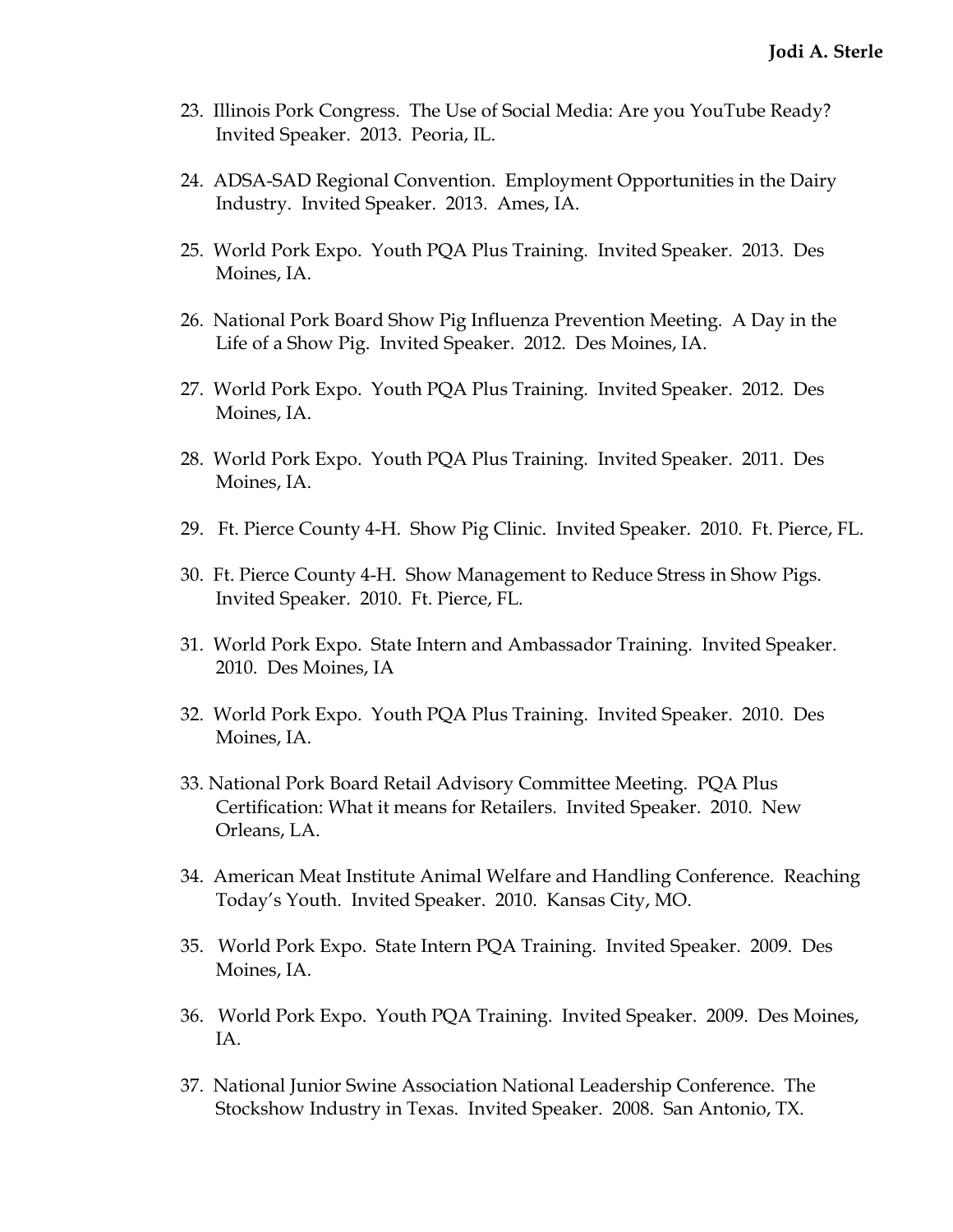23. Illinois Pork Congress. The Use of Social Media: Are you YouTube Ready? Invited Speaker. 2013. Peoria, IL.

24. ADSA-SAD Regional Convention. Employment Opportunities in the Dairy Industry. Invited Speaker. 2013. Ames, IA.

25. World Pork Expo. Youth PQA Plus Training. Invited Speaker. 2013. Des Moines, IA.

26. National Pork Board Show Pig Influenza Prevention Meeting. A Day in the Life of a Show Pig. Invited Speaker. 2012. Des Moines, IA.

27. World Pork Expo. Youth PQA Plus Training. Invited Speaker. 2012. Des Moines, IA.

28. World Pork Expo. Youth PQA Plus Training. Invited Speaker. 2011. Des Moines, IA.

29. Ft. Pierce County 4-H. Show Pig Clinic. Invited Speaker. 2010. Ft. Pierce, FL.

30. Ft. Pierce County 4-H. Show Management to Reduce Stress in Show Pigs. Invited Speaker. 2010. Ft. Pierce, FL.

31. World Pork Expo. State Intern and Ambassador Training. Invited Speaker. 2010. Des Moines, IA

32. World Pork Expo. Youth PQA Plus Training. Invited Speaker. 2010. Des Moines, IA.

33. National Pork Board Retail Advisory Committee Meeting. PQA Plus Certification: What it means for Retailers. Invited Speaker. 2010. New Orleans, LA.

34. American Meat Institute Animal Welfare and Handling Conference. Reaching Today's Youth. Invited Speaker. 2010. Kansas City, MO.

35. World Pork Expo. State Intern PQA Training. Invited Speaker. 2009. Des Moines, IA.

36. World Pork Expo. Youth PQA Training. Invited Speaker. 2009. Des Moines, IA.

37. National Junior Swine Association National Leadership Conference. The Stockshow Industry in Texas. Invited Speaker. 2008. San Antonio, TX.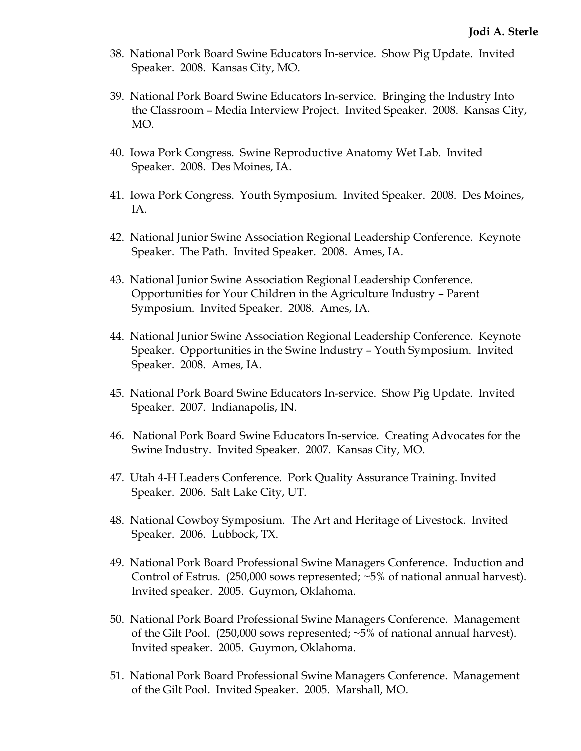38. National Pork Board Swine Educators In-service. Show Pig Update. Invited Speaker. 2008. Kansas City, MO.

39. National Pork Board Swine Educators In-service. Bringing the Industry Into the Classroom – Media Interview Project. Invited Speaker. 2008. Kansas City, MO.

40. Iowa Pork Congress. Swine Reproductive Anatomy Wet Lab. Invited Speaker. 2008. Des Moines, IA.

41. Iowa Pork Congress. Youth Symposium. Invited Speaker. 2008. Des Moines, IA.

42. National Junior Swine Association Regional Leadership Conference. Keynote Speaker. The Path. Invited Speaker. 2008. Ames, IA.

43. National Junior Swine Association Regional Leadership Conference. Opportunities for Your Children in the Agriculture Industry – Parent Symposium. Invited Speaker. 2008. Ames, IA.

44. National Junior Swine Association Regional Leadership Conference. Keynote Speaker. Opportunities in the Swine Industry – Youth Symposium. Invited Speaker. 2008. Ames, IA.

45. National Pork Board Swine Educators In-service. Show Pig Update. Invited Speaker. 2007. Indianapolis, IN.

46. National Pork Board Swine Educators In-service. Creating Advocates for the Swine Industry. Invited Speaker. 2007. Kansas City, MO.

47. Utah 4-H Leaders Conference. Pork Quality Assurance Training. Invited Speaker. 2006. Salt Lake City, UT.

48. National Cowboy Symposium. The Art and Heritage of Livestock. Invited Speaker. 2006. Lubbock, TX.

49. National Pork Board Professional Swine Managers Conference. Induction and Control of Estrus. (250,000 sows represented; ~5% of national annual harvest). Invited speaker. 2005. Guymon, Oklahoma.

50. National Pork Board Professional Swine Managers Conference. Management of the Gilt Pool. (250,000 sows represented; ~5% of national annual harvest). Invited speaker. 2005. Guymon, Oklahoma.

51. National Pork Board Professional Swine Managers Conference. Management of the Gilt Pool. Invited Speaker. 2005. Marshall, MO.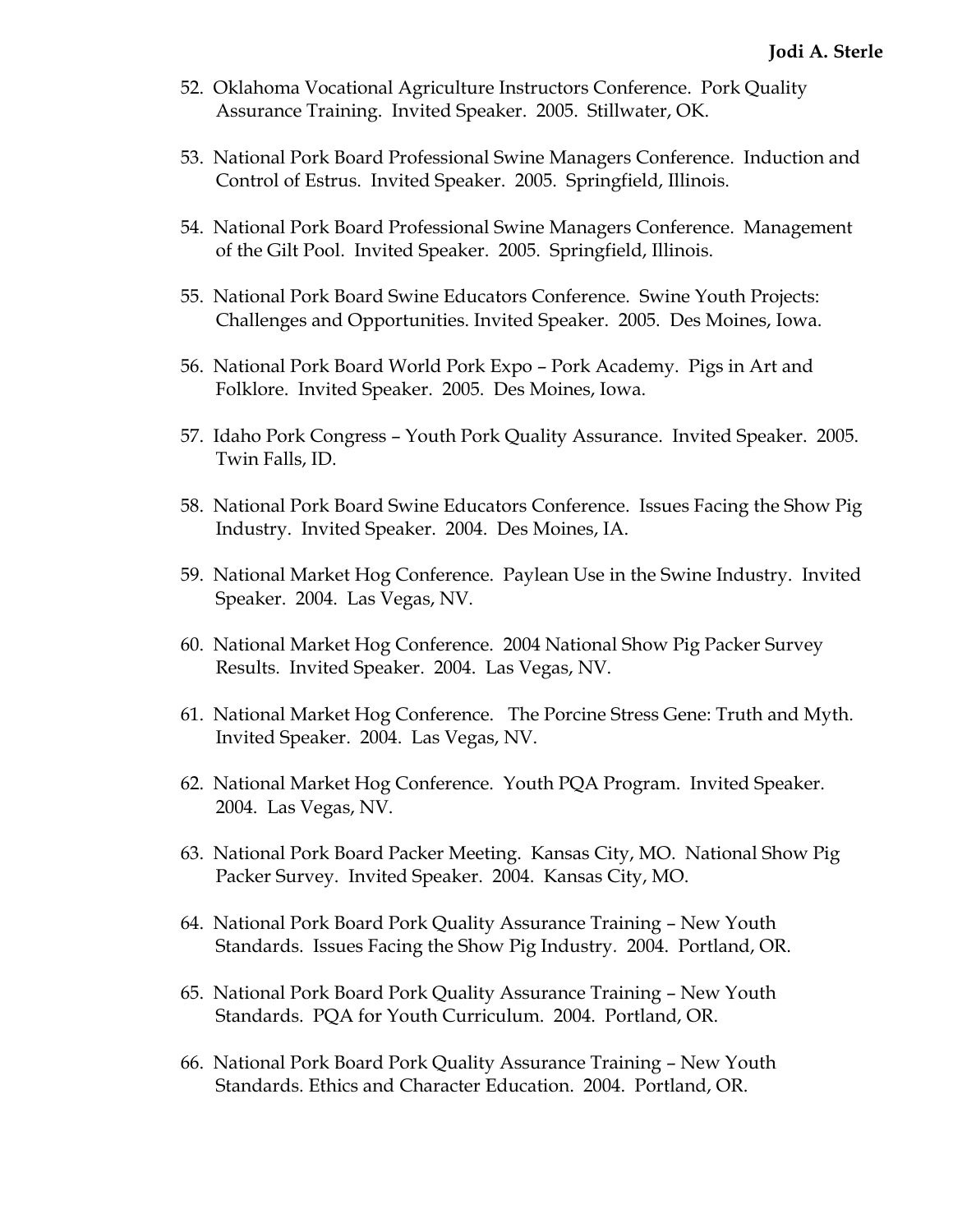52. Oklahoma Vocational Agriculture Instructors Conference. Pork Quality Assurance Training. Invited Speaker. 2005. Stillwater, OK.

53. National Pork Board Professional Swine Managers Conference. Induction and Control of Estrus. Invited Speaker. 2005. Springfield, Illinois.

54. National Pork Board Professional Swine Managers Conference. Management of the Gilt Pool. Invited Speaker. 2005. Springfield, Illinois.

55. National Pork Board Swine Educators Conference. Swine Youth Projects: Challenges and Opportunities. Invited Speaker. 2005. Des Moines, Iowa.

56. National Pork Board World Pork Expo – Pork Academy. Pigs in Art and Folklore. Invited Speaker. 2005. Des Moines, Iowa.

57. Idaho Pork Congress – Youth Pork Quality Assurance. Invited Speaker. 2005. Twin Falls, ID.

58. National Pork Board Swine Educators Conference. Issues Facing the Show Pig Industry. Invited Speaker. 2004. Des Moines, IA.

59. National Market Hog Conference. Paylean Use in the Swine Industry. Invited Speaker. 2004. Las Vegas, NV.

60. National Market Hog Conference. 2004 National Show Pig Packer Survey Results. Invited Speaker. 2004. Las Vegas, NV.

61. National Market Hog Conference. The Porcine Stress Gene: Truth and Myth. Invited Speaker. 2004. Las Vegas, NV.

62. National Market Hog Conference. Youth PQA Program. Invited Speaker. 2004. Las Vegas, NV.

63. National Pork Board Packer Meeting. Kansas City, MO. National Show Pig Packer Survey. Invited Speaker. 2004. Kansas City, MO.

64. National Pork Board Pork Quality Assurance Training – New Youth Standards. Issues Facing the Show Pig Industry. 2004. Portland, OR.

65. National Pork Board Pork Quality Assurance Training – New Youth Standards. PQA for Youth Curriculum. 2004. Portland, OR.

66. National Pork Board Pork Quality Assurance Training – New Youth Standards. Ethics and Character Education. 2004. Portland, OR.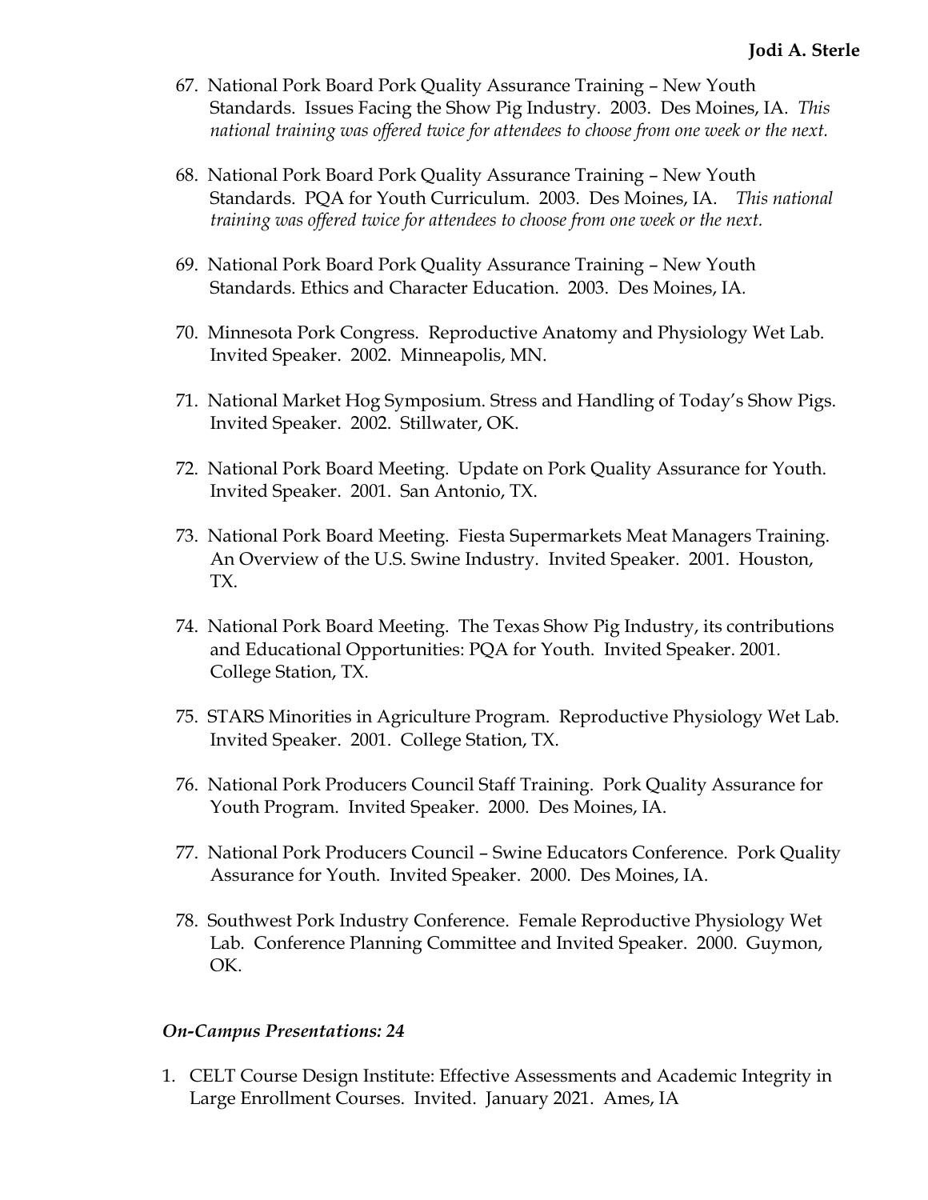67. National Pork Board Pork Quality Assurance Training – New Youth Standards. Issues Facing the Show Pig Industry. 2003. Des Moines, IA. *This national training was offered twice for attendees to choose from one week or the next.*

68. National Pork Board Pork Quality Assurance Training – New Youth Standards. PQA for Youth Curriculum. 2003. Des Moines, IA. *This national training was offered twice for attendees to choose from one week or the next.*

69. National Pork Board Pork Quality Assurance Training – New Youth Standards. Ethics and Character Education. 2003. Des Moines, IA.

70. Minnesota Pork Congress. Reproductive Anatomy and Physiology Wet Lab. Invited Speaker. 2002. Minneapolis, MN.

71. National Market Hog Symposium. Stress and Handling of Today's Show Pigs. Invited Speaker. 2002. Stillwater, OK.

72. National Pork Board Meeting. Update on Pork Quality Assurance for Youth. Invited Speaker. 2001. San Antonio, TX.

73. National Pork Board Meeting. Fiesta Supermarkets Meat Managers Training. An Overview of the U.S. Swine Industry. Invited Speaker. 2001. Houston, TX.

74. National Pork Board Meeting. The Texas Show Pig Industry, its contributions and Educational Opportunities: PQA for Youth. Invited Speaker. 2001. College Station, TX.

75. STARS Minorities in Agriculture Program. Reproductive Physiology Wet Lab. Invited Speaker. 2001. College Station, TX.

76. National Pork Producers Council Staff Training. Pork Quality Assurance for Youth Program. Invited Speaker. 2000. Des Moines, IA.

77. National Pork Producers Council – Swine Educators Conference. Pork Quality Assurance for Youth. Invited Speaker. 2000. Des Moines, IA.

78. Southwest Pork Industry Conference. Female Reproductive Physiology Wet Lab. Conference Planning Committee and Invited Speaker. 2000. Guymon, OK.

***On-Campus Presentations: 24***

1. CELT Course Design Institute: Effective Assessments and Academic Integrity in Large Enrollment Courses. Invited. January 2021. Ames, IA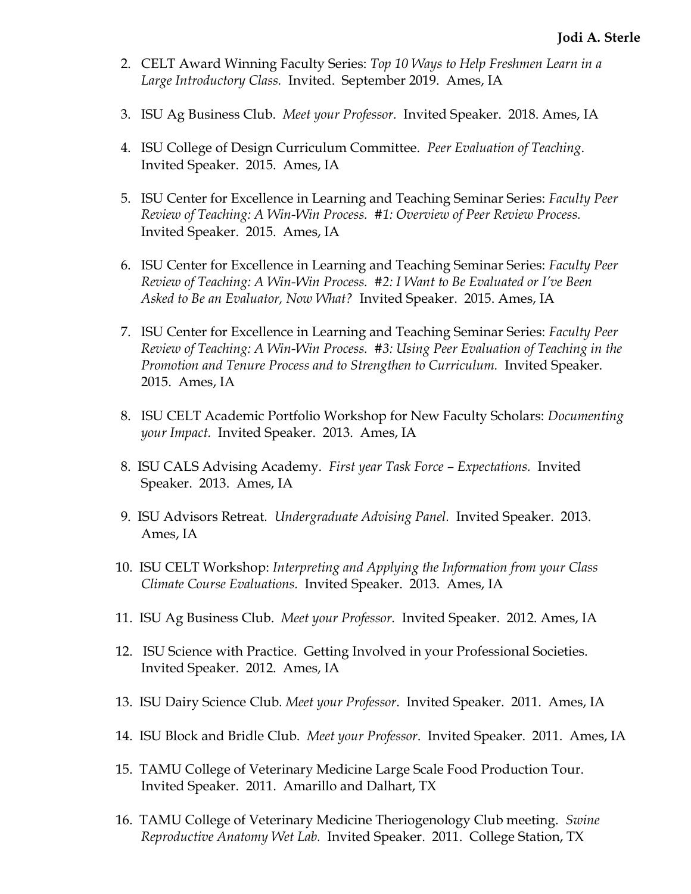2. CELT Award Winning Faculty Series: *Top 10 Ways to Help Freshmen Learn in a Large Introductory Class.* Invited. September 2019. Ames, IA

3. ISU Ag Business Club. *Meet your Professor.* Invited Speaker. 2018. Ames, IA

4. ISU College of Design Curriculum Committee. *Peer Evaluation of Teaching*. Invited Speaker. 2015. Ames, IA

5. ISU Center for Excellence in Learning and Teaching Seminar Series: *Faculty Peer Review of Teaching: A Win-Win Process. #1: Overview of Peer Review Process.* Invited Speaker. 2015. Ames, IA

6. ISU Center for Excellence in Learning and Teaching Seminar Series: *Faculty Peer Review of Teaching: A Win-Win Process. #2: I Want to Be Evaluated or I've Been Asked to Be an Evaluator, Now What?* Invited Speaker. 2015. Ames, IA

7. ISU Center for Excellence in Learning and Teaching Seminar Series: *Faculty Peer Review of Teaching: A Win-Win Process. #3: Using Peer Evaluation of Teaching in the Promotion and Tenure Process and to Strengthen to Curriculum.* Invited Speaker. 2015. Ames, IA

8. ISU CELT Academic Portfolio Workshop for New Faculty Scholars: *Documenting your Impact.* Invited Speaker. 2013. Ames, IA

8. ISU CALS Advising Academy. *First year Task Force – Expectations.* Invited Speaker. 2013. Ames, IA

9. ISU Advisors Retreat. *Undergraduate Advising Panel.* Invited Speaker. 2013. Ames, IA

10. ISU CELT Workshop: *Interpreting and Applying the Information from your Class Climate Course Evaluations.* Invited Speaker. 2013. Ames, IA

11. ISU Ag Business Club. *Meet your Professor.* Invited Speaker. 2012. Ames, IA

12. ISU Science with Practice. Getting Involved in your Professional Societies. Invited Speaker. 2012. Ames, IA

13. ISU Dairy Science Club. *Meet your Professor*. Invited Speaker. 2011. Ames, IA

14. ISU Block and Bridle Club. *Meet your Professor*. Invited Speaker. 2011. Ames, IA

15. TAMU College of Veterinary Medicine Large Scale Food Production Tour. Invited Speaker. 2011. Amarillo and Dalhart, TX

16. TAMU College of Veterinary Medicine Theriogenology Club meeting. *Swine Reproductive Anatomy Wet Lab.* Invited Speaker. 2011. College Station, TX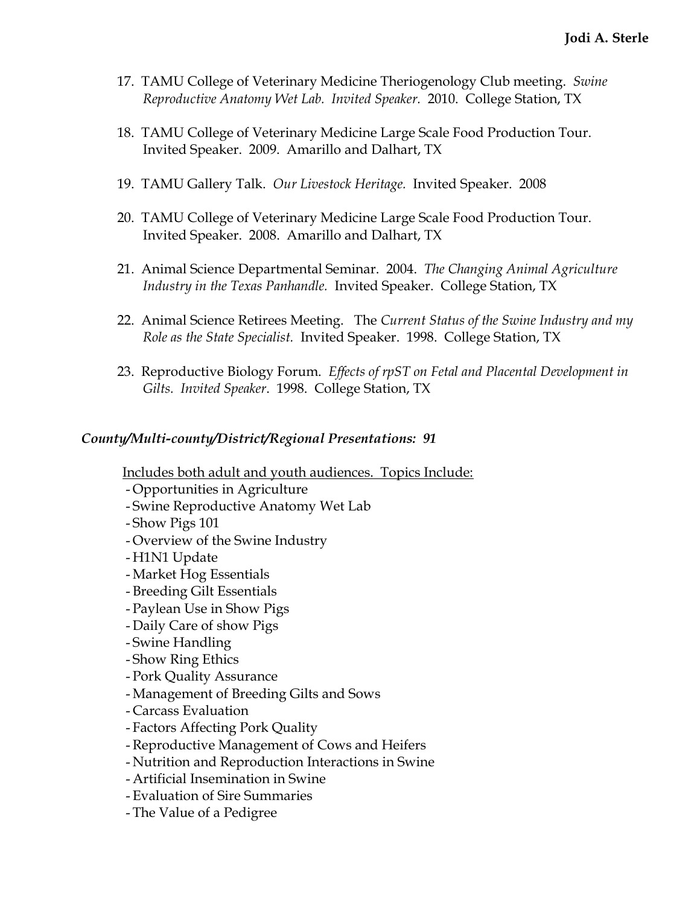17. TAMU College of Veterinary Medicine Theriogenology Club meeting. *Swine Reproductive Anatomy Wet Lab. Invited Speaker.* 2010. College Station, TX

18. TAMU College of Veterinary Medicine Large Scale Food Production Tour. Invited Speaker. 2009. Amarillo and Dalhart, TX

19. TAMU Gallery Talk. *Our Livestock Heritage.* Invited Speaker. 2008

20. TAMU College of Veterinary Medicine Large Scale Food Production Tour. Invited Speaker. 2008. Amarillo and Dalhart, TX

21. Animal Science Departmental Seminar. 2004. *The Changing Animal Agriculture Industry in the Texas Panhandle.* Invited Speaker. College Station, TX

22. Animal Science Retirees Meeting. The *Current Status of the Swine Industry and my Role as the State Specialist.* Invited Speaker. 1998. College Station, TX

23. Reproductive Biology Forum. *Effects of rpST on Fetal and Placental Development in Gilts. Invited Speaker*. 1998. College Station, TX

### *County/Multi-county/District/Regional Presentations: 91*

<u>Includes both adult and youth audiences. Topics Include:</u>

- Opportunities in Agriculture
- Swine Reproductive Anatomy Wet Lab
- Show Pigs 101
- Overview of the Swine Industry
- H1N1 Update
- Market Hog Essentials
- Breeding Gilt Essentials
- Paylean Use in Show Pigs
- Daily Care of show Pigs
- Swine Handling
- Show Ring Ethics
- Pork Quality Assurance
- Management of Breeding Gilts and Sows
- Carcass Evaluation
- Factors Affecting Pork Quality
- Reproductive Management of Cows and Heifers
- Nutrition and Reproduction Interactions in Swine
- Artificial Insemination in Swine
- Evaluation of Sire Summaries
- The Value of a Pedigree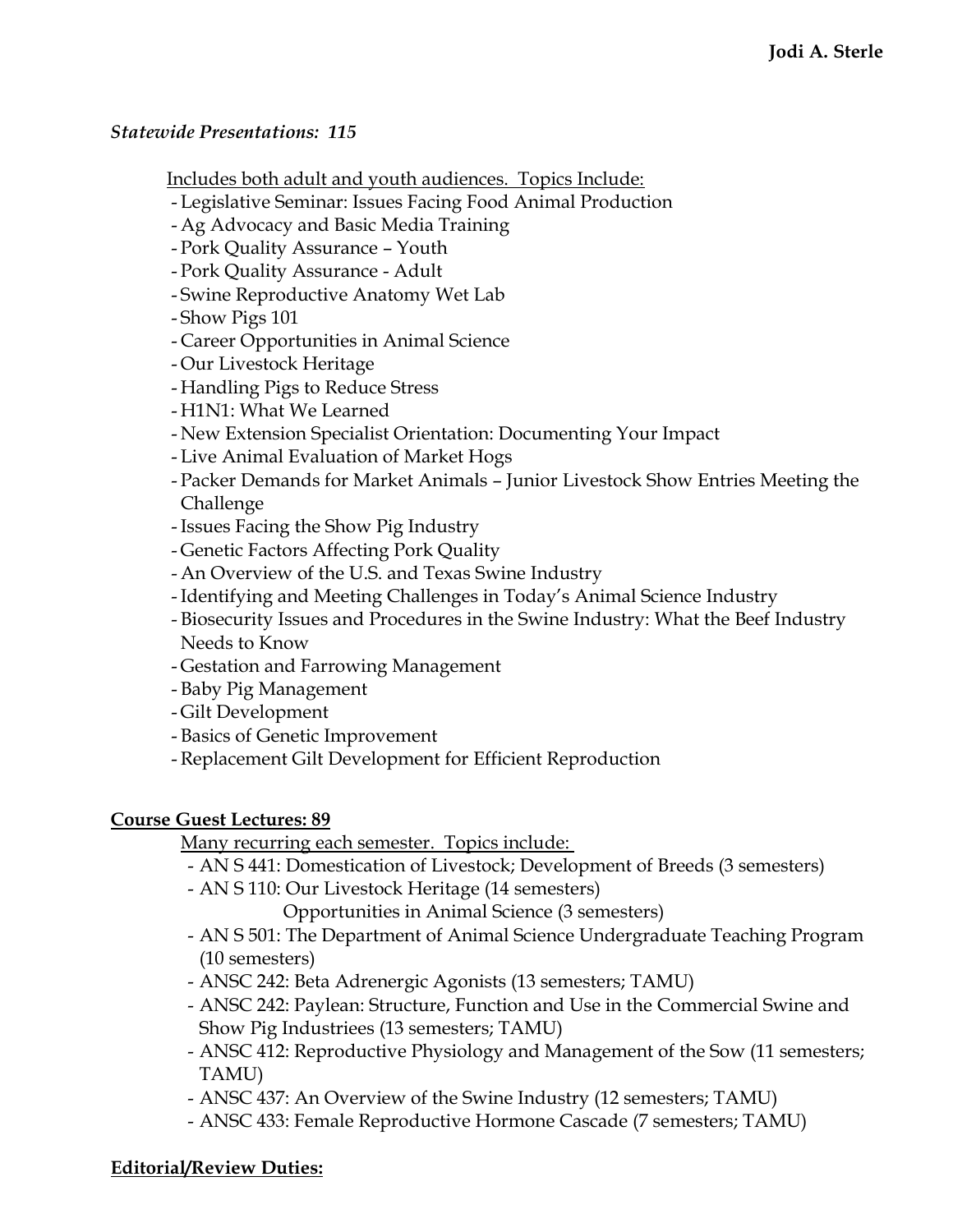*Statewide Presentations: 115*

Includes both adult and youth audiences. Topics Include:

- Legislative Seminar: Issues Facing Food Animal Production
- Ag Advocacy and Basic Media Training
- Pork Quality Assurance – Youth
- Pork Quality Assurance - Adult
- Swine Reproductive Anatomy Wet Lab
- Show Pigs 101
- Career Opportunities in Animal Science
- Our Livestock Heritage
- Handling Pigs to Reduce Stress
- H1N1: What We Learned
- New Extension Specialist Orientation: Documenting Your Impact
- Live Animal Evaluation of Market Hogs
- Packer Demands for Market Animals – Junior Livestock Show Entries Meeting the Challenge
- Issues Facing the Show Pig Industry
- Genetic Factors Affecting Pork Quality
- An Overview of the U.S. and Texas Swine Industry
- Identifying and Meeting Challenges in Today's Animal Science Industry
- Biosecurity Issues and Procedures in the Swine Industry: What the Beef Industry Needs to Know
- Gestation and Farrowing Management
- Baby Pig Management
- Gilt Development
- Basics of Genetic Improvement
- Replacement Gilt Development for Efficient Reproduction

**Course Guest Lectures: 89**

Many recurring each semester. Topics include:

- AN S 441: Domestication of Livestock; Development of Breeds (3 semesters)
- AN S 110: Our Livestock Heritage (14 semesters)
  Opportunities in Animal Science (3 semesters)
- AN S 501: The Department of Animal Science Undergraduate Teaching Program (10 semesters)
- ANSC 242: Beta Adrenergic Agonists (13 semesters; TAMU)
- ANSC 242: Paylean: Structure, Function and Use in the Commercial Swine and Show Pig Industriees (13 semesters; TAMU)
- ANSC 412: Reproductive Physiology and Management of the Sow (11 semesters; TAMU)
- ANSC 437: An Overview of the Swine Industry (12 semesters; TAMU)
- ANSC 433: Female Reproductive Hormone Cascade (7 semesters; TAMU)

**Editorial/Review Duties:**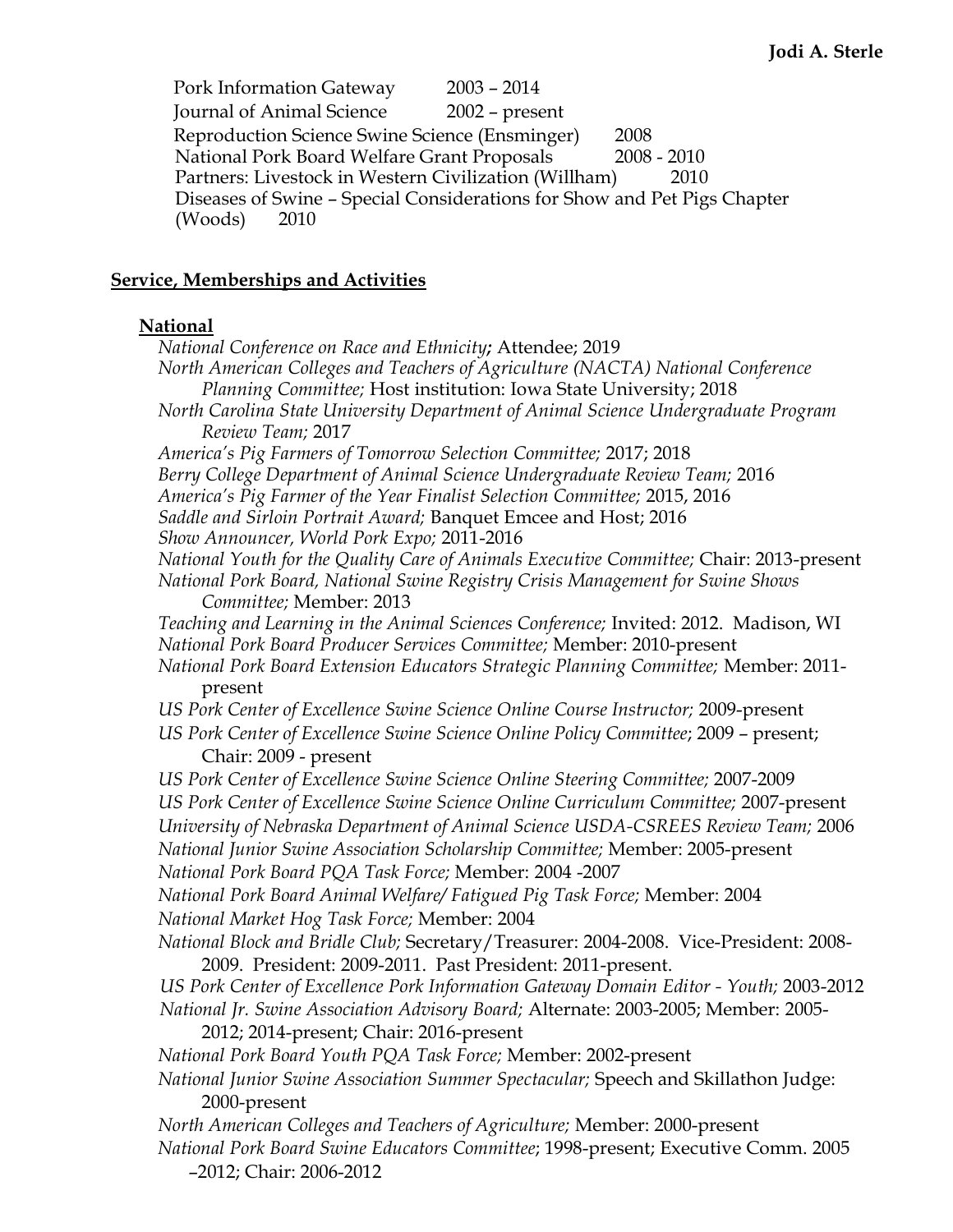Pork Information Gateway 2003 – 2014
Journal of Animal Science 2002 – present
Reproduction Science Swine Science (Ensminger) 2008
National Pork Board Welfare Grant Proposals 2008 - 2010
Partners: Livestock in Western Civilization (Willham) 2010
Diseases of Swine – Special Considerations for Show and Pet Pigs Chapter (Woods) 2010

## **Service, Memberships and Activities**

### **National**

*National Conference on Race and Ethnicity***;** Attendee; 2019
*North American Colleges and Teachers of Agriculture (NACTA) National Conference Planning Committee;* Host institution: Iowa State University; 2018
*North Carolina State University Department of Animal Science Undergraduate Program Review Team;* 2017
*America's Pig Farmers of Tomorrow Selection Committee;* 2017; 2018
*Berry College Department of Animal Science Undergraduate Review Team;* 2016
*America's Pig Farmer of the Year Finalist Selection Committee;* 2015, 2016
*Saddle and Sirloin Portrait Award;* Banquet Emcee and Host; 2016
*Show Announcer, World Pork Expo;* 2011-2016
*National Youth for the Quality Care of Animals Executive Committee;* Chair: 2013-present
*National Pork Board, National Swine Registry Crisis Management for Swine Shows Committee;* Member: 2013
*Teaching and Learning in the Animal Sciences Conference;* Invited: 2012. Madison, WI
*National Pork Board Producer Services Committee;* Member: 2010-present
*National Pork Board Extension Educators Strategic Planning Committee;* Member: 2011-present
*US Pork Center of Excellence Swine Science Online Course Instructor;* 2009-present
*US Pork Center of Excellence Swine Science Online Policy Committee*; 2009 – present; Chair: 2009 - present
*US Pork Center of Excellence Swine Science Online Steering Committee;* 2007-2009
*US Pork Center of Excellence Swine Science Online Curriculum Committee;* 2007-present
*University of Nebraska Department of Animal Science USDA-CSREES Review Team;* 2006
*National Junior Swine Association Scholarship Committee;* Member: 2005-present
*National Pork Board PQA Task Force;* Member: 2004 -2007
*National Pork Board Animal Welfare/ Fatigued Pig Task Force;* Member: 2004
*National Market Hog Task Force;* Member: 2004
*National Block and Bridle Club;* Secretary/Treasurer: 2004-2008. Vice-President: 2008-2009. President: 2009-2011. Past President: 2011-present.
*US Pork Center of Excellence Pork Information Gateway Domain Editor - Youth;* 2003-2012
*National Jr. Swine Association Advisory Board;* Alternate: 2003-2005; Member: 2005-2012; 2014-present; Chair: 2016-present
*National Pork Board Youth PQA Task Force;* Member: 2002-present
*National Junior Swine Association Summer Spectacular;* Speech and Skillathon Judge: 2000-present
*North American Colleges and Teachers of Agriculture;* Member: 2000-present
*National Pork Board Swine Educators Committee*; 1998-present; Executive Comm. 2005 –2012; Chair: 2006-2012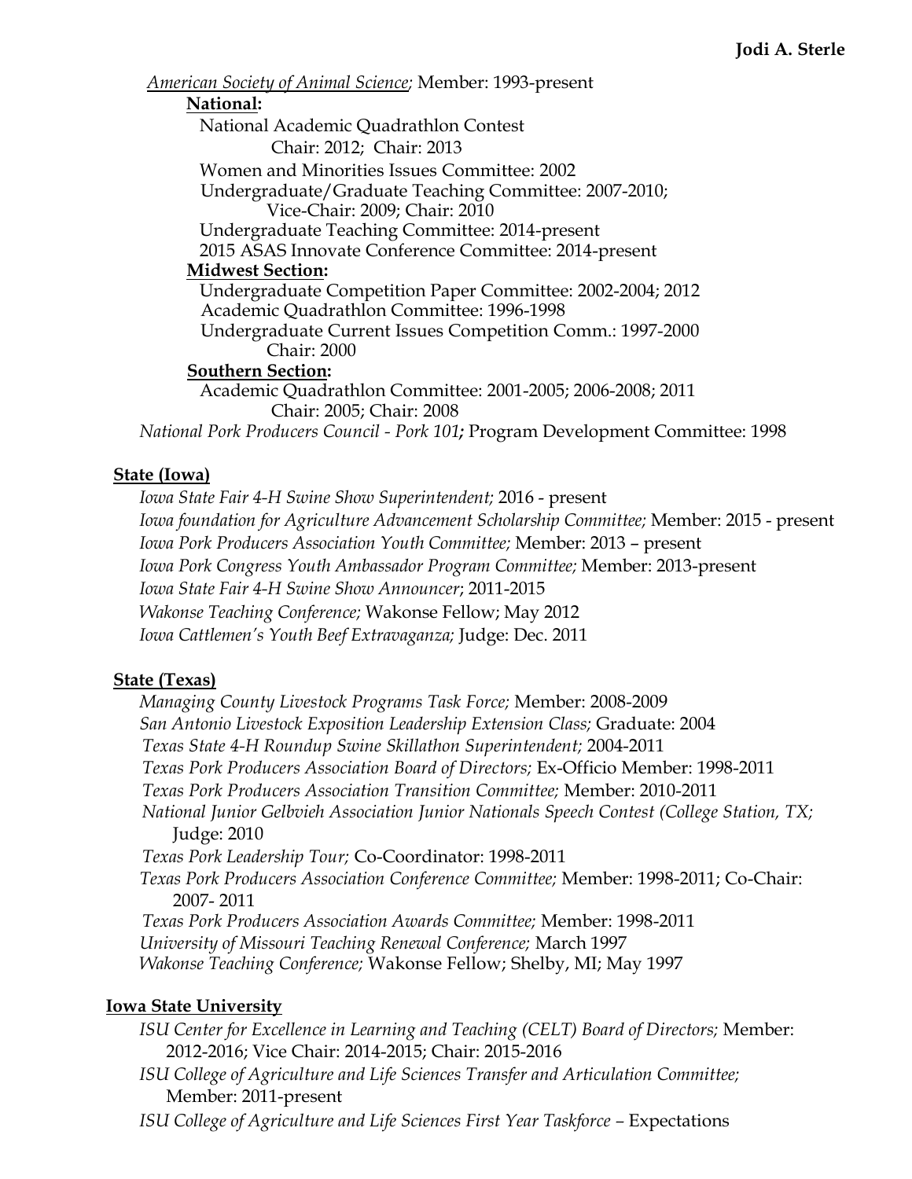*American Society of Animal Science*; Member: 1993-present

**National:**

National Academic Quadrathlon Contest

Chair: 2012; Chair: 2013

Women and Minorities Issues Committee: 2002

Undergraduate/Graduate Teaching Committee: 2007-2010;

Vice-Chair: 2009; Chair: 2010

Undergraduate Teaching Committee: 2014-present

2015 ASAS Innovate Conference Committee: 2014-present

**Midwest Section:**

Undergraduate Competition Paper Committee: 2002-2004; 2012

Academic Quadrathlon Committee: 1996-1998

Undergraduate Current Issues Competition Comm.: 1997-2000

Chair: 2000

**Southern Section:**

Academic Quadrathlon Committee: 2001-2005; 2006-2008; 2011

Chair: 2005; Chair: 2008

*National Pork Producers Council - Pork 101***;** Program Development Committee: 1998

**State (Iowa)**

*Iowa State Fair 4-H Swine Show Superintendent;* 2016 - present

*Iowa foundation for Agriculture Advancement Scholarship Committee;* Member: 2015 - present

*Iowa Pork Producers Association Youth Committee;* Member: 2013 – present

*Iowa Pork Congress Youth Ambassador Program Committee;* Member: 2013-present

*Iowa State Fair 4-H Swine Show Announcer*; 2011-2015

*Wakonse Teaching Conference;* Wakonse Fellow; May 2012

*Iowa Cattlemen's Youth Beef Extravaganza;* Judge: Dec. 2011

**State (Texas)**

*Managing County Livestock Programs Task Force;* Member: 2008-2009

*San Antonio Livestock Exposition Leadership Extension Class;* Graduate: 2004

*Texas State 4-H Roundup Swine Skillathon Superintendent;* 2004-2011

*Texas Pork Producers Association Board of Directors;* Ex-Officio Member: 1998-2011

*Texas Pork Producers Association Transition Committee;* Member: 2010-2011

*National Junior Gelbvieh Association Junior Nationals Speech Contest (College Station, TX;* Judge: 2010

*Texas Pork Leadership Tour;* Co-Coordinator: 1998-2011

*Texas Pork Producers Association Conference Committee;* Member: 1998-2011; Co-Chair: 2007- 2011

*Texas Pork Producers Association Awards Committee;* Member: 1998-2011

*University of Missouri Teaching Renewal Conference;* March 1997

*Wakonse Teaching Conference;* Wakonse Fellow; Shelby, MI; May 1997

**Iowa State University**

*ISU Center for Excellence in Learning and Teaching (CELT) Board of Directors;* Member: 2012-2016; Vice Chair: 2014-2015; Chair: 2015-2016

*ISU College of Agriculture and Life Sciences Transfer and Articulation Committee;* Member: 2011-present

*ISU College of Agriculture and Life Sciences First Year Taskforce* – Expectations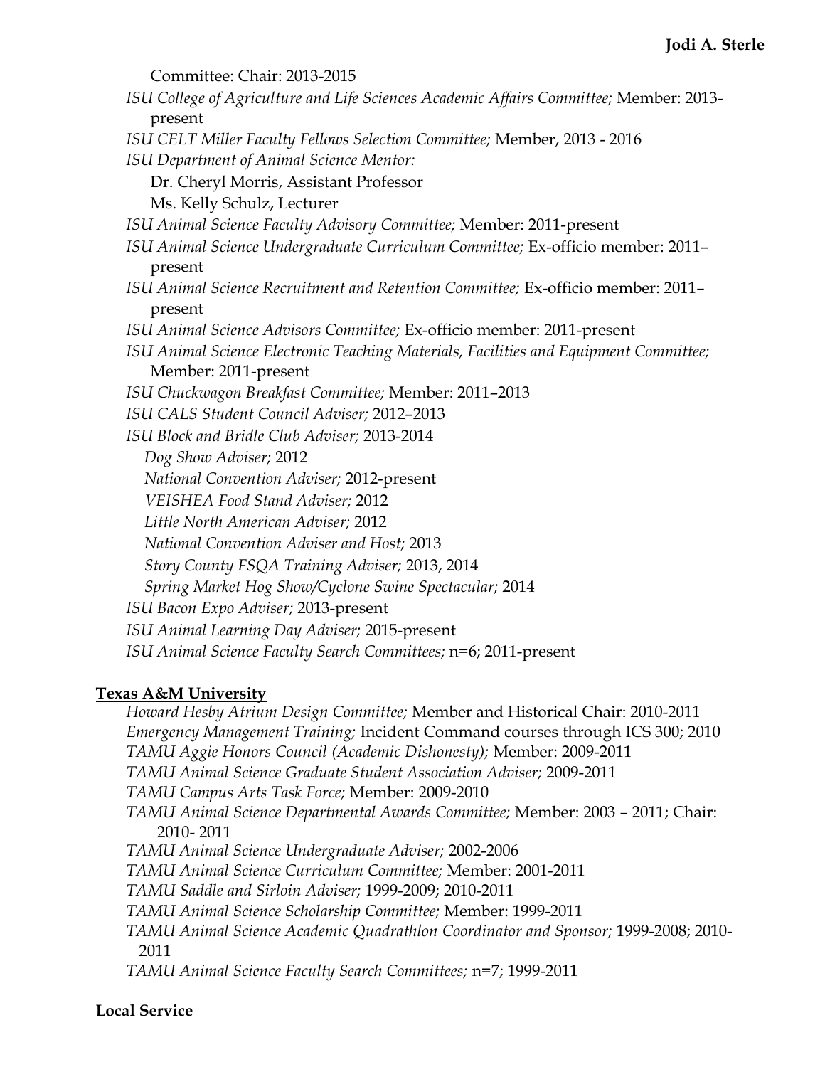Committee: Chair: 2013-2015

*ISU College of Agriculture and Life Sciences Academic Affairs Committee;* Member: 2013-present

*ISU CELT Miller Faculty Fellows Selection Committee;* Member, 2013 - 2016

*ISU Department of Animal Science Mentor:*

Dr. Cheryl Morris, Assistant Professor

Ms. Kelly Schulz, Lecturer

*ISU Animal Science Faculty Advisory Committee;* Member: 2011-present

*ISU Animal Science Undergraduate Curriculum Committee;* Ex-officio member: 2011–present

*ISU Animal Science Recruitment and Retention Committee;* Ex-officio member: 2011–present

*ISU Animal Science Advisors Committee;* Ex-officio member: 2011-present

*ISU Animal Science Electronic Teaching Materials, Facilities and Equipment Committee;* Member: 2011-present

*ISU Chuckwagon Breakfast Committee;* Member: 2011–2013

*ISU CALS Student Council Adviser;* 2012–2013

*ISU Block and Bridle Club Adviser;* 2013-2014

*Dog Show Adviser;* 2012

*National Convention Adviser;* 2012-present

*VEISHEA Food Stand Adviser;* 2012

*Little North American Adviser;* 2012

*National Convention Adviser and Host;* 2013

*Story County FSQA Training Adviser;* 2013, 2014

*Spring Market Hog Show/Cyclone Swine Spectacular;* 2014

*ISU Bacon Expo Adviser;* 2013-present

*ISU Animal Learning Day Adviser;* 2015-present

*ISU Animal Science Faculty Search Committees;* n=6; 2011-present

**Texas A&M University**

*Howard Hesby Atrium Design Committee;* Member and Historical Chair: 2010-2011

*Emergency Management Training;* Incident Command courses through ICS 300; 2010

*TAMU Aggie Honors Council (Academic Dishonesty);* Member: 2009-2011

*TAMU Animal Science Graduate Student Association Adviser;* 2009-2011

*TAMU Campus Arts Task Force;* Member: 2009-2010

*TAMU Animal Science Departmental Awards Committee;* Member: 2003 – 2011; Chair: 2010- 2011

*TAMU Animal Science Undergraduate Adviser;* 2002-2006

*TAMU Animal Science Curriculum Committee;* Member: 2001-2011

*TAMU Saddle and Sirloin Adviser;* 1999-2009; 2010-2011

*TAMU Animal Science Scholarship Committee;* Member: 1999-2011

*TAMU Animal Science Academic Quadrathlon Coordinator and Sponsor;* 1999-2008; 2010-2011

*TAMU Animal Science Faculty Search Committees;* n=7; 1999-2011

**Local Service**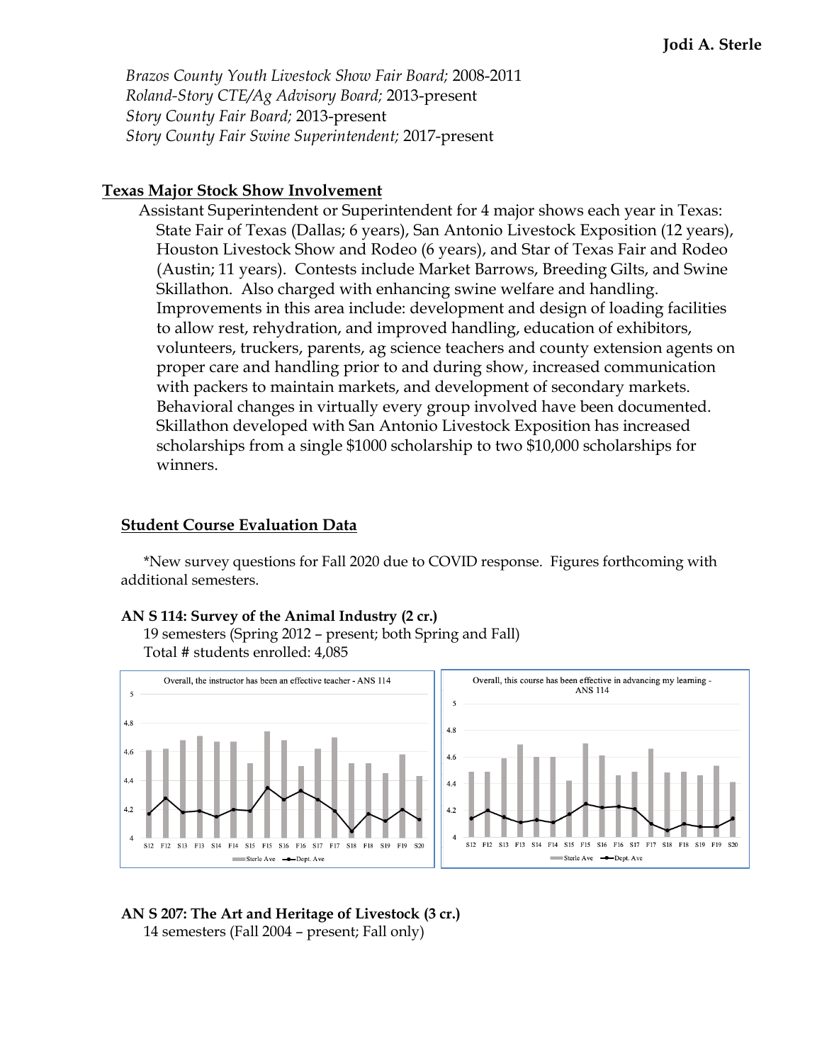*Brazos County Youth Livestock Show Fair Board;* 2008-2011
*Roland-Story CTE/Ag Advisory Board;* 2013-present
*Story County Fair Board;* 2013-present
*Story County Fair Swine Superintendent;* 2017-present

**Texas Major Stock Show Involvement**

Assistant Superintendent or Superintendent for 4 major shows each year in Texas: State Fair of Texas (Dallas; 6 years), San Antonio Livestock Exposition (12 years), Houston Livestock Show and Rodeo (6 years), and Star of Texas Fair and Rodeo (Austin; 11 years). Contests include Market Barrows, Breeding Gilts, and Swine Skillathon. Also charged with enhancing swine welfare and handling. Improvements in this area include: development and design of loading facilities to allow rest, rehydration, and improved handling, education of exhibitors, volunteers, truckers, parents, ag science teachers and county extension agents on proper care and handling prior to and during show, increased communication with packers to maintain markets, and development of secondary markets. Behavioral changes in virtually every group involved have been documented. Skillathon developed with San Antonio Livestock Exposition has increased scholarships from a single $1000 scholarship to two $10,000 scholarships for winners.

**Student Course Evaluation Data**

*New survey questions for Fall 2020 due to COVID response. Figures forthcoming with additional semesters.

**AN S 114: Survey of the Animal Industry (2 cr.)**

19 semesters (Spring 2012 – present; both Spring and Fall)
Total # students enrolled: 4,085

**AN S 207: The Art and Heritage of Livestock (3 cr.)**

14 semesters (Fall 2004 – present; Fall only)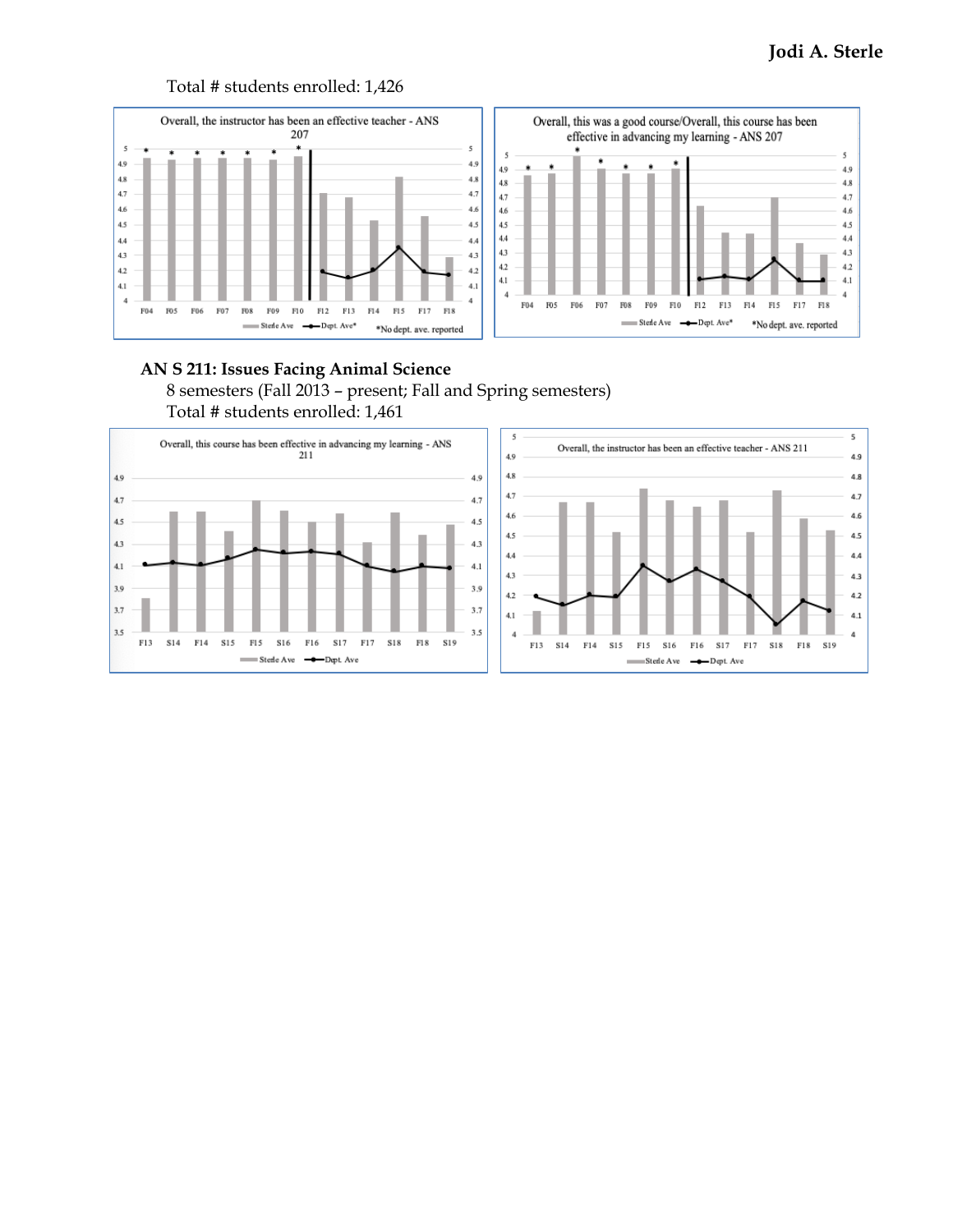Total # students enrolled: 1,426

Overall, the instructor has been an effective teacher - ANS 207

5
4.9
4.8
4.7
4.6
4.5
4.4
4.3
4.2
4.1
4

F04 F05 F06 F07 F08 F09 F10 F12 F13 F14 F15 F17 F18

Sterle Ave — Dept. Ave*

*No dept. ave. reported

Overall, this was a good course/Overall, this course has been effective in advancing my learning - ANS 207

5
4.9
4.8
4.7
4.6
4.5
4.4
4.3
4.2
4.1
4

F04 F05 F06 F07 F08 F09 F10 F12 F13 F14 F15 F17 F18

Sterle Ave — Dept. Ave*

*No dept. ave. reported

### AN S 211: Issues Facing Animal Science

8 semesters (Fall 2013 – present; Fall and Spring semesters)

Total # students enrolled: 1,461

Overall, this course has been effective in advancing my learning - ANS 211

4.9
4.7
4.5
4.3
4.1
3.9
3.7
3.5

F13 S14 F14 S15 F15 S16 F16 S17 F17 S18 F18 S19

Sterle Ave — Dept. Ave

Overall, the instructor has been an effective teacher - ANS 211

5
4.9
4.8
4.7
4.6
4.5
4.4
4.3
4.2
4.1
4

F13 S14 F14 S15 F15 S16 F16 S17 F17 S18 F18 S19

Sterle Ave — Dept. Ave